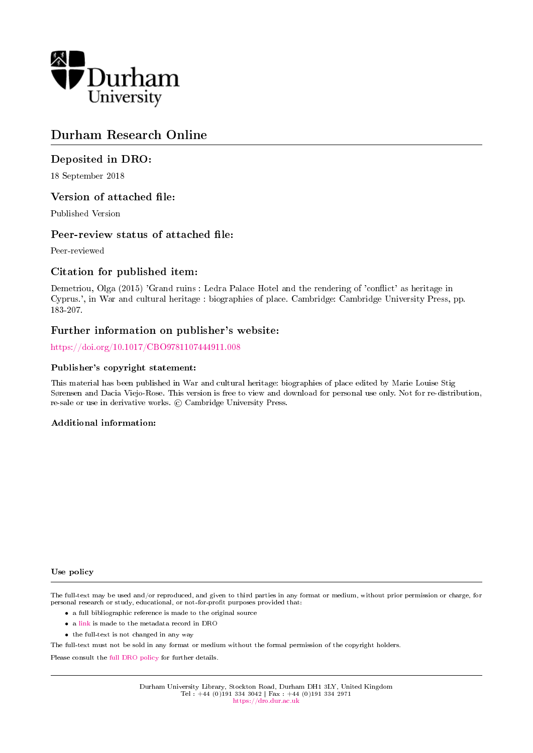Durham University

# Durham Research Online

## Deposited in DRO:

18 September 2018

## Version of attached file:

Published Version

## Peer-review status of attached file:

Peer-reviewed

## Citation for published item:

Demetriou, Olga (2015) 'Grand ruins : Ledra Palace Hotel and the rendering of 'conflict' as heritage in Cyprus.', in War and cultural heritage : biographies of place. Cambridge: Cambridge University Press, pp. 183-207.

## Further information on publisher's website:

https://doi.org/10.1017/CBO9781107444911.008

### Publisher's copyright statement:

This material has been published in War and cultural heritage: biographies of place edited by Marie Louise Stig Sørensen and Dacia Viejo-Rose. This version is free to view and download for personal use only. Not for re-distribution, re-sale or use in derivative works. © Cambridge University Press.

### Additional information:

### Use policy

The full-text may be used and/or reproduced, and given to third parties in any format or medium, without prior permission or charge, for personal research or study, educational, or not-for-profit purposes provided that:

- a full bibliographic reference is made to the original source
- a link is made to the metadata record in DRO
- the full-text is not changed in any way

The full-text must not be sold in any format or medium without the formal permission of the copyright holders.

Please consult the full DRO policy for further details.

Durham University Library, Stockton Road, Durham DH1 3LY, United Kingdom
Tel : +44 (0)191 334 3042 | Fax : +44 (0)191 334 2971
https://dro.dur.ac.uk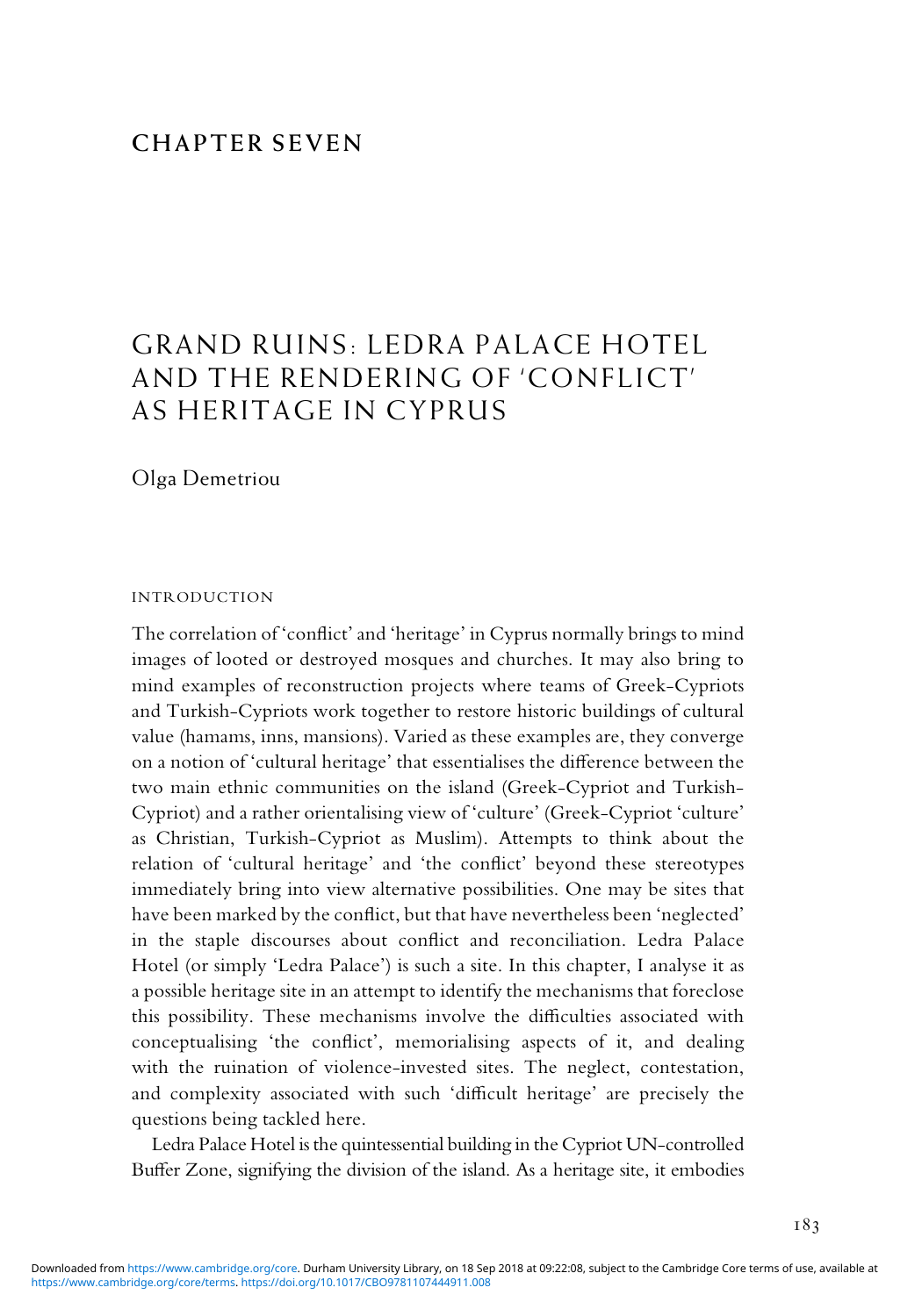# CHAPTER SEVEN

# GRAND RUINS: LEDRA PALACE HOTEL AND THE RENDERING OF 'CONFLICT' AS HERITAGE IN CYPRUS

Olga Demetriou

## INTRODUCTION

The correlation of 'conflict' and 'heritage' in Cyprus normally brings to mind images of looted or destroyed mosques and churches. It may also bring to mind examples of reconstruction projects where teams of Greek-Cypriots and Turkish-Cypriots work together to restore historic buildings of cultural value (hamams, inns, mansions). Varied as these examples are, they converge on a notion of 'cultural heritage' that essentialises the difference between the two main ethnic communities on the island (Greek-Cypriot and Turkish-Cypriot) and a rather orientalising view of 'culture' (Greek-Cypriot 'culture' as Christian, Turkish-Cypriot as Muslim). Attempts to think about the relation of 'cultural heritage' and 'the conflict' beyond these stereotypes immediately bring into view alternative possibilities. One may be sites that have been marked by the conflict, but that have nevertheless been 'neglected' in the staple discourses about conflict and reconciliation. Ledra Palace Hotel (or simply 'Ledra Palace') is such a site. In this chapter, I analyse it as a possible heritage site in an attempt to identify the mechanisms that foreclose this possibility. These mechanisms involve the difficulties associated with conceptualising 'the conflict', memorialising aspects of it, and dealing with the ruination of violence-invested sites. The neglect, contestation, and complexity associated with such 'difficult heritage' are precisely the questions being tackled here.

Ledra Palace Hotel is the quintessential building in the Cypriot UN-controlled Buffer Zone, signifying the division of the island. As a heritage site, it embodies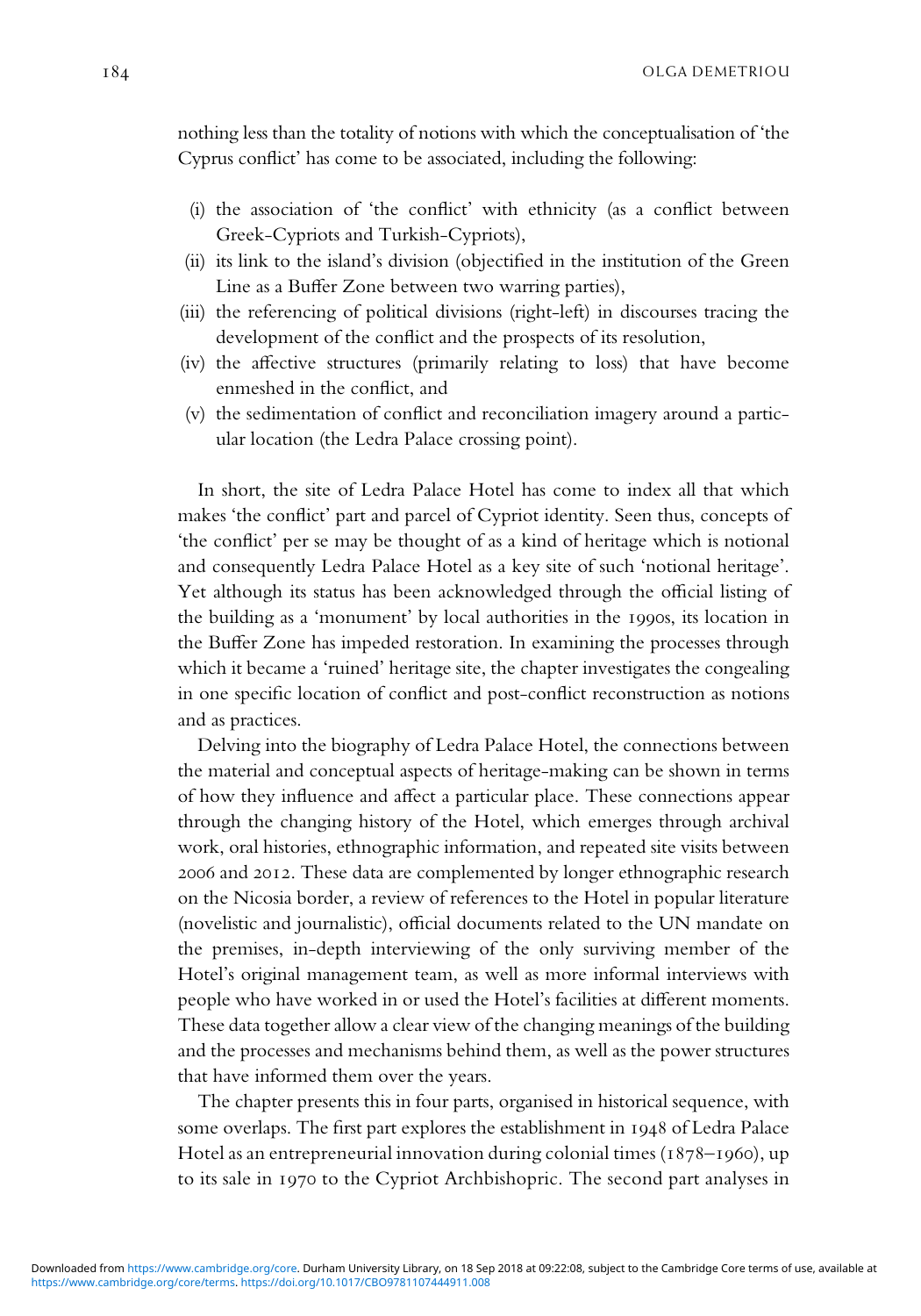nothing less than the totality of notions with which the conceptualisation of 'the Cyprus conflict' has come to be associated, including the following:

(i) the association of 'the conflict' with ethnicity (as a conflict between Greek-Cypriots and Turkish-Cypriots),
(ii) its link to the island's division (objectified in the institution of the Green Line as a Buffer Zone between two warring parties),
(iii) the referencing of political divisions (right-left) in discourses tracing the development of the conflict and the prospects of its resolution,
(iv) the affective structures (primarily relating to loss) that have become enmeshed in the conflict, and
(v) the sedimentation of conflict and reconciliation imagery around a particular location (the Ledra Palace crossing point).

In short, the site of Ledra Palace Hotel has come to index all that which makes 'the conflict' part and parcel of Cypriot identity. Seen thus, concepts of 'the conflict' per se may be thought of as a kind of heritage which is notional and consequently Ledra Palace Hotel as a key site of such 'notional heritage'. Yet although its status has been acknowledged through the official listing of the building as a 'monument' by local authorities in the 1990s, its location in the Buffer Zone has impeded restoration. In examining the processes through which it became a 'ruined' heritage site, the chapter investigates the congealing in one specific location of conflict and post-conflict reconstruction as notions and as practices.

Delving into the biography of Ledra Palace Hotel, the connections between the material and conceptual aspects of heritage-making can be shown in terms of how they influence and affect a particular place. These connections appear through the changing history of the Hotel, which emerges through archival work, oral histories, ethnographic information, and repeated site visits between 2006 and 2012. These data are complemented by longer ethnographic research on the Nicosia border, a review of references to the Hotel in popular literature (novelistic and journalistic), official documents related to the UN mandate on the premises, in-depth interviewing of the only surviving member of the Hotel's original management team, as well as more informal interviews with people who have worked in or used the Hotel's facilities at different moments. These data together allow a clear view of the changing meanings of the building and the processes and mechanisms behind them, as well as the power structures that have informed them over the years.

The chapter presents this in four parts, organised in historical sequence, with some overlaps. The first part explores the establishment in 1948 of Ledra Palace Hotel as an entrepreneurial innovation during colonial times (1878–1960), up to its sale in 1970 to the Cypriot Archbishopric. The second part analyses in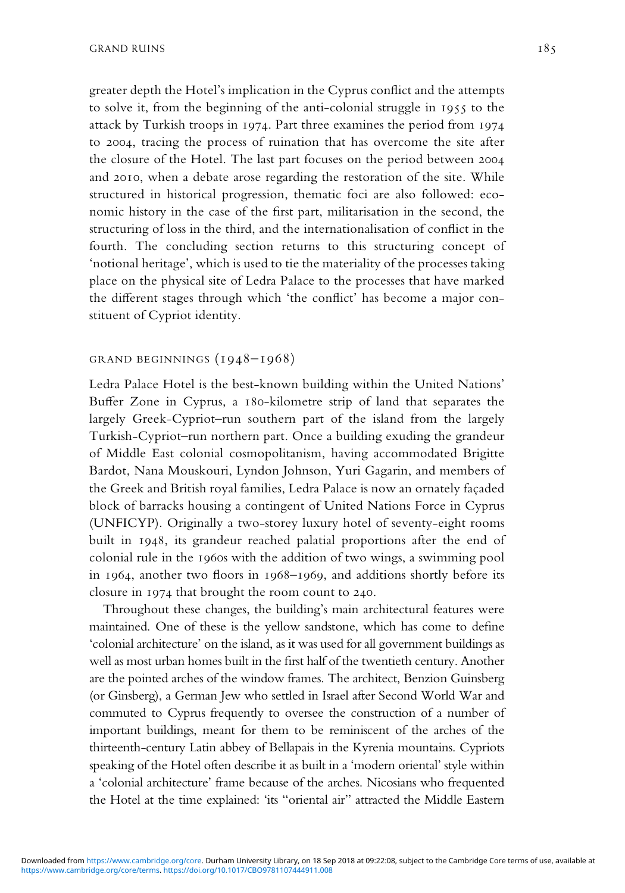greater depth the Hotel's implication in the Cyprus conflict and the attempts to solve it, from the beginning of the anti-colonial struggle in 1955 to the attack by Turkish troops in 1974. Part three examines the period from 1974 to 2004, tracing the process of ruination that has overcome the site after the closure of the Hotel. The last part focuses on the period between 2004 and 2010, when a debate arose regarding the restoration of the site. While structured in historical progression, thematic foci are also followed: economic history in the case of the first part, militarisation in the second, the structuring of loss in the third, and the internationalisation of conflict in the fourth. The concluding section returns to this structuring concept of 'notional heritage', which is used to tie the materiality of the processes taking place on the physical site of Ledra Palace to the processes that have marked the different stages through which 'the conflict' has become a major constituent of Cypriot identity.

## GRAND BEGINNINGS (1948–1968)

Ledra Palace Hotel is the best-known building within the United Nations' Buffer Zone in Cyprus, a 180-kilometre strip of land that separates the largely Greek-Cypriot–run southern part of the island from the largely Turkish-Cypriot–run northern part. Once a building exuding the grandeur of Middle East colonial cosmopolitanism, having accommodated Brigitte Bardot, Nana Mouskouri, Lyndon Johnson, Yuri Gagarin, and members of the Greek and British royal families, Ledra Palace is now an ornately façaded block of barracks housing a contingent of United Nations Force in Cyprus (UNFICYP). Originally a two-storey luxury hotel of seventy-eight rooms built in 1948, its grandeur reached palatial proportions after the end of colonial rule in the 1960s with the addition of two wings, a swimming pool in 1964, another two floors in 1968–1969, and additions shortly before its closure in 1974 that brought the room count to 240.

Throughout these changes, the building's main architectural features were maintained. One of these is the yellow sandstone, which has come to define 'colonial architecture' on the island, as it was used for all government buildings as well as most urban homes built in the first half of the twentieth century. Another are the pointed arches of the window frames. The architect, Benzion Guinsberg (or Ginsberg), a German Jew who settled in Israel after Second World War and commuted to Cyprus frequently to oversee the construction of a number of important buildings, meant for them to be reminiscent of the arches of the thirteenth-century Latin abbey of Bellapais in the Kyrenia mountains. Cypriots speaking of the Hotel often describe it as built in a 'modern oriental' style within a 'colonial architecture' frame because of the arches. Nicosians who frequented the Hotel at the time explained: 'its "oriental air" attracted the Middle Eastern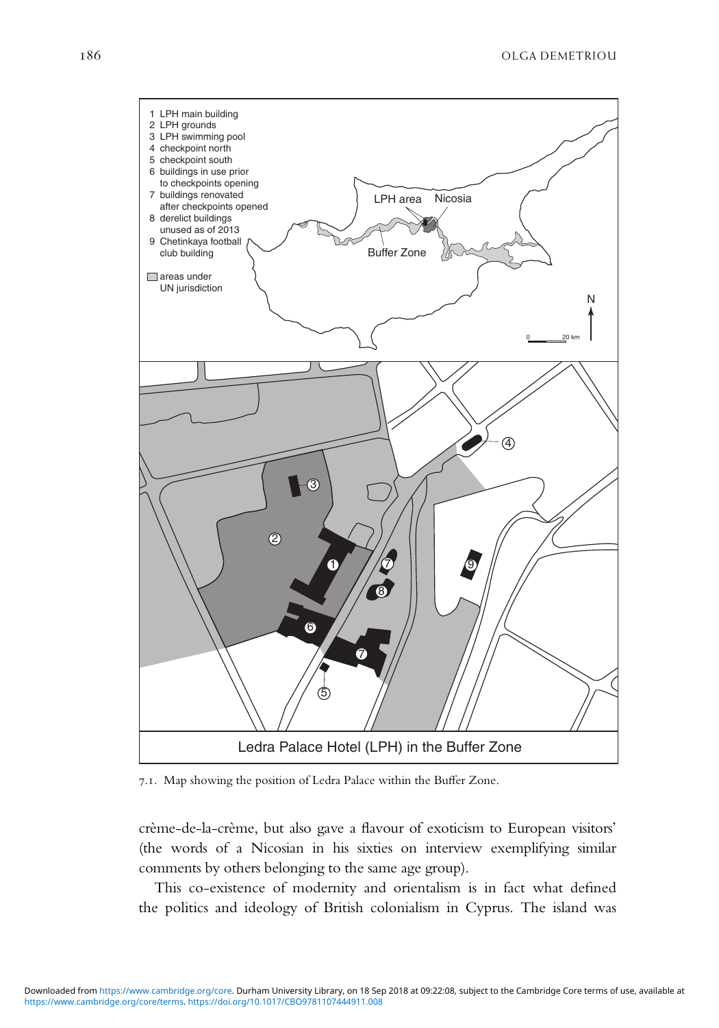1 LPH main building
2 LPH grounds
3 LPH swimming pool
4 checkpoint north
5 checkpoint south
6 buildings in use prior to checkpoints opening
7 buildings renovated after checkpoints opened
8 derelict buildings unused as of 2013
9 Chetinkaya football club building

areas under UN jurisdiction

LPH area Nicosia

Buffer Zone

Ledra Palace Hotel (LPH) in the Buffer Zone

7.1. Map showing the position of Ledra Palace within the Buffer Zone.

crème-de-la-crème, but also gave a flavour of exoticism to European visitors' (the words of a Nicosian in his sixties on interview exemplifying similar comments by others belonging to the same age group).

This co-existence of modernity and orientalism is in fact what defined the politics and ideology of British colonialism in Cyprus. The island was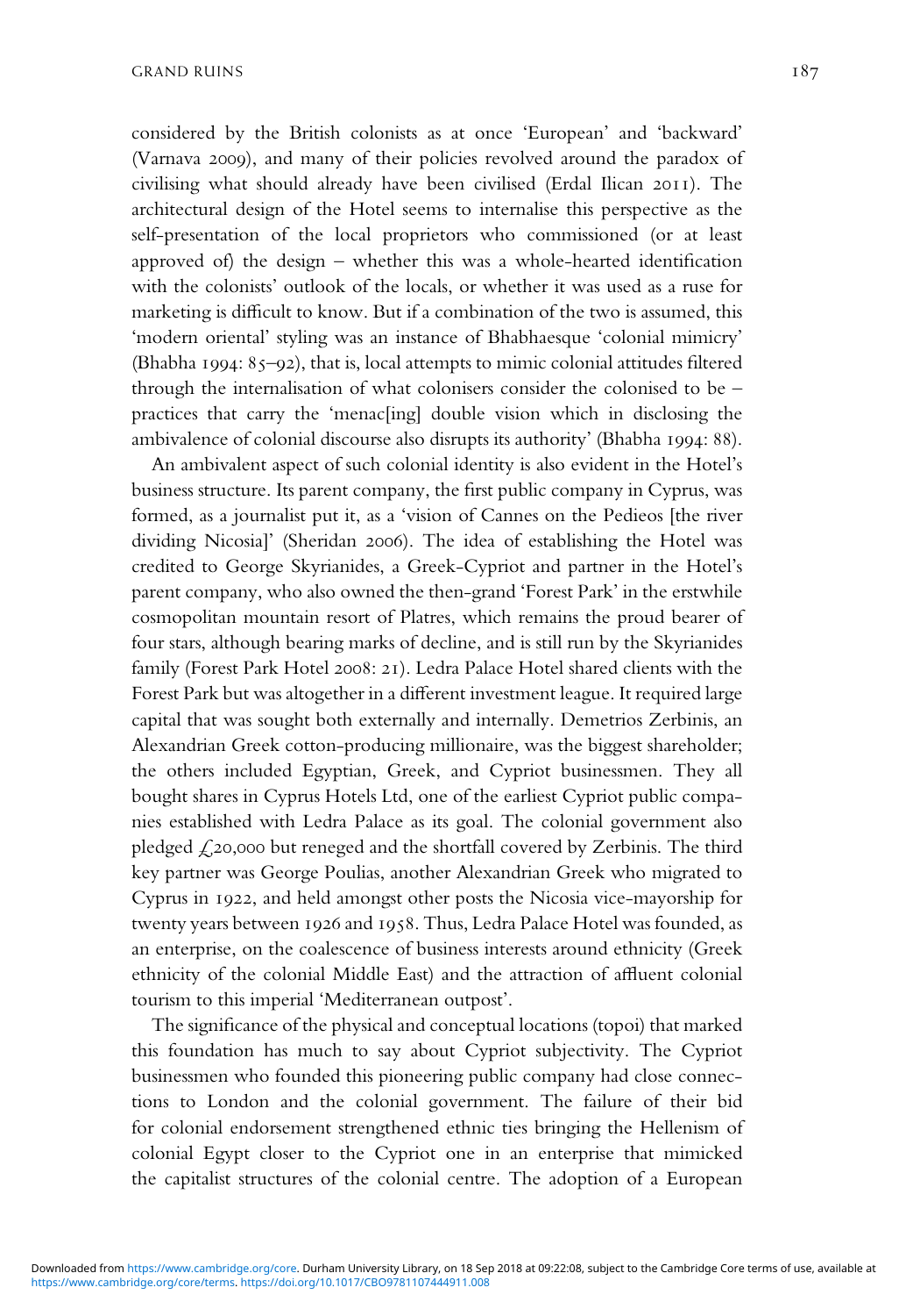considered by the British colonists as at once 'European' and 'backward' (Varnava 2009), and many of their policies revolved around the paradox of civilising what should already have been civilised (Erdal Ilican 2011). The architectural design of the Hotel seems to internalise this perspective as the self-presentation of the local proprietors who commissioned (or at least approved of) the design – whether this was a whole-hearted identification with the colonists' outlook of the locals, or whether it was used as a ruse for marketing is difficult to know. But if a combination of the two is assumed, this 'modern oriental' styling was an instance of Bhabhaesque 'colonial mimicry' (Bhabha 1994: 85–92), that is, local attempts to mimic colonial attitudes filtered through the internalisation of what colonisers consider the colonised to be – practices that carry the 'menac[ing] double vision which in disclosing the ambivalence of colonial discourse also disrupts its authority' (Bhabha 1994: 88).

An ambivalent aspect of such colonial identity is also evident in the Hotel's business structure. Its parent company, the first public company in Cyprus, was formed, as a journalist put it, as a 'vision of Cannes on the Pedieos [the river dividing Nicosia]' (Sheridan 2006). The idea of establishing the Hotel was credited to George Skyrianides, a Greek-Cypriot and partner in the Hotel's parent company, who also owned the then-grand 'Forest Park' in the erstwhile cosmopolitan mountain resort of Platres, which remains the proud bearer of four stars, although bearing marks of decline, and is still run by the Skyrianides family (Forest Park Hotel 2008: 21). Ledra Palace Hotel shared clients with the Forest Park but was altogether in a different investment league. It required large capital that was sought both externally and internally. Demetrios Zerbinis, an Alexandrian Greek cotton-producing millionaire, was the biggest shareholder; the others included Egyptian, Greek, and Cypriot businessmen. They all bought shares in Cyprus Hotels Ltd, one of the earliest Cypriot public companies established with Ledra Palace as its goal. The colonial government also pledged £20,000 but reneged and the shortfall covered by Zerbinis. The third key partner was George Poulias, another Alexandrian Greek who migrated to Cyprus in 1922, and held amongst other posts the Nicosia vice-mayorship for twenty years between 1926 and 1958. Thus, Ledra Palace Hotel was founded, as an enterprise, on the coalescence of business interests around ethnicity (Greek ethnicity of the colonial Middle East) and the attraction of affluent colonial tourism to this imperial 'Mediterranean outpost'.

The significance of the physical and conceptual locations (topoi) that marked this foundation has much to say about Cypriot subjectivity. The Cypriot businessmen who founded this pioneering public company had close connections to London and the colonial government. The failure of their bid for colonial endorsement strengthened ethnic ties bringing the Hellenism of colonial Egypt closer to the Cypriot one in an enterprise that mimicked the capitalist structures of the colonial centre. The adoption of a European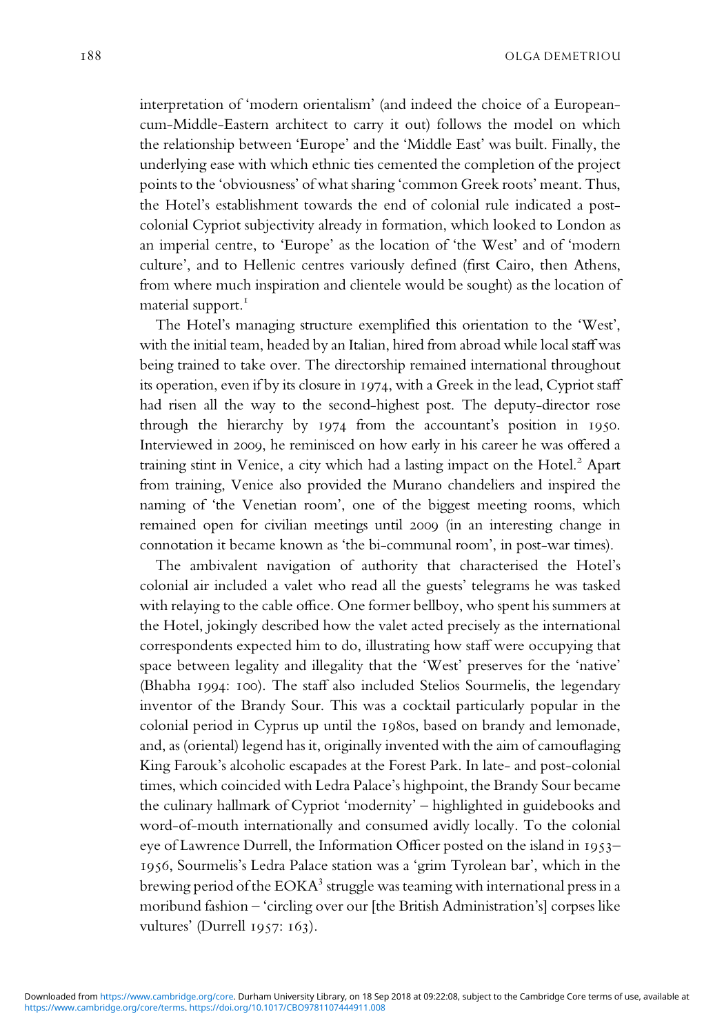interpretation of 'modern orientalism' (and indeed the choice of a European-cum-Middle-Eastern architect to carry it out) follows the model on which the relationship between 'Europe' and the 'Middle East' was built. Finally, the underlying ease with which ethnic ties cemented the completion of the project points to the 'obviousness' of what sharing 'common Greek roots' meant. Thus, the Hotel's establishment towards the end of colonial rule indicated a post-colonial Cypriot subjectivity already in formation, which looked to London as an imperial centre, to 'Europe' as the location of 'the West' and of 'modern culture', and to Hellenic centres variously defined (first Cairo, then Athens, from where much inspiration and clientele would be sought) as the location of material support.[1]

The Hotel's managing structure exemplified this orientation to the 'West', with the initial team, headed by an Italian, hired from abroad while local staff was being trained to take over. The directorship remained international throughout its operation, even if by its closure in 1974, with a Greek in the lead, Cypriot staff had risen all the way to the second-highest post. The deputy-director rose through the hierarchy by 1974 from the accountant's position in 1950. Interviewed in 2009, he reminisced on how early in his career he was offered a training stint in Venice, a city which had a lasting impact on the Hotel.[2] Apart from training, Venice also provided the Murano chandeliers and inspired the naming of 'the Venetian room', one of the biggest meeting rooms, which remained open for civilian meetings until 2009 (in an interesting change in connotation it became known as 'the bi-communal room', in post-war times).

The ambivalent navigation of authority that characterised the Hotel's colonial air included a valet who read all the guests' telegrams he was tasked with relaying to the cable office. One former bellboy, who spent his summers at the Hotel, jokingly described how the valet acted precisely as the international correspondents expected him to do, illustrating how staff were occupying that space between legality and illegality that the 'West' preserves for the 'native' (Bhabha 1994: 100). The staff also included Stelios Sourmelis, the legendary inventor of the Brandy Sour. This was a cocktail particularly popular in the colonial period in Cyprus up until the 1980s, based on brandy and lemonade, and, as (oriental) legend has it, originally invented with the aim of camouflaging King Farouk's alcoholic escapades at the Forest Park. In late- and post-colonial times, which coincided with Ledra Palace's highpoint, the Brandy Sour became the culinary hallmark of Cypriot 'modernity' – highlighted in guidebooks and word-of-mouth internationally and consumed avidly locally. To the colonial eye of Lawrence Durrell, the Information Officer posted on the island in 1953–1956, Sourmelis's Ledra Palace station was a 'grim Tyrolean bar', which in the brewing period of the EOKA[3] struggle was teaming with international press in a moribund fashion – 'circling over our [the British Administration's] corpses like vultures' (Durrell 1957: 163).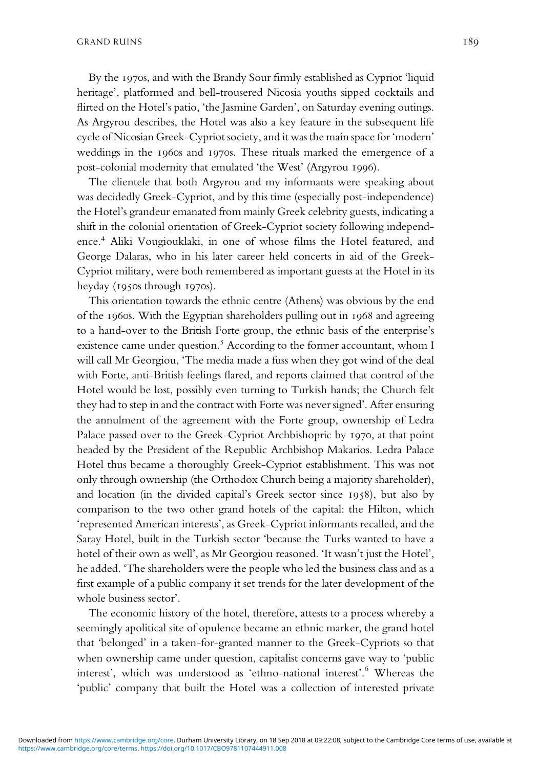By the 1970s, and with the Brandy Sour firmly established as Cypriot 'liquid heritage', platformed and bell-trousered Nicosia youths sipped cocktails and flirted on the Hotel's patio, 'the Jasmine Garden', on Saturday evening outings. As Argyrou describes, the Hotel was also a key feature in the subsequent life cycle of Nicosian Greek-Cypriot society, and it was the main space for 'modern' weddings in the 1960s and 1970s. These rituals marked the emergence of a post-colonial modernity that emulated 'the West' (Argyrou 1996).

The clientele that both Argyrou and my informants were speaking about was decidedly Greek-Cypriot, and by this time (especially post-independence) the Hotel's grandeur emanated from mainly Greek celebrity guests, indicating a shift in the colonial orientation of Greek-Cypriot society following independence.[4] Aliki Vougiouklaki, in one of whose films the Hotel featured, and George Dalaras, who in his later career held concerts in aid of the Greek-Cypriot military, were both remembered as important guests at the Hotel in its heyday (1950s through 1970s).

This orientation towards the ethnic centre (Athens) was obvious by the end of the 1960s. With the Egyptian shareholders pulling out in 1968 and agreeing to a hand-over to the British Forte group, the ethnic basis of the enterprise's existence came under question.[5] According to the former accountant, whom I will call Mr Georgiou, 'The media made a fuss when they got wind of the deal with Forte, anti-British feelings flared, and reports claimed that control of the Hotel would be lost, possibly even turning to Turkish hands; the Church felt they had to step in and the contract with Forte was never signed'. After ensuring the annulment of the agreement with the Forte group, ownership of Ledra Palace passed over to the Greek-Cypriot Archbishopric by 1970, at that point headed by the President of the Republic Archbishop Makarios. Ledra Palace Hotel thus became a thoroughly Greek-Cypriot establishment. This was not only through ownership (the Orthodox Church being a majority shareholder), and location (in the divided capital's Greek sector since 1958), but also by comparison to the two other grand hotels of the capital: the Hilton, which 'represented American interests', as Greek-Cypriot informants recalled, and the Saray Hotel, built in the Turkish sector 'because the Turks wanted to have a hotel of their own as well', as Mr Georgiou reasoned. 'It wasn't just the Hotel', he added. 'The shareholders were the people who led the business class and as a first example of a public company it set trends for the later development of the whole business sector'.

The economic history of the hotel, therefore, attests to a process whereby a seemingly apolitical site of opulence became an ethnic marker, the grand hotel that 'belonged' in a taken-for-granted manner to the Greek-Cypriots so that when ownership came under question, capitalist concerns gave way to 'public interest', which was understood as 'ethno-national interest'.[6] Whereas the 'public' company that built the Hotel was a collection of interested private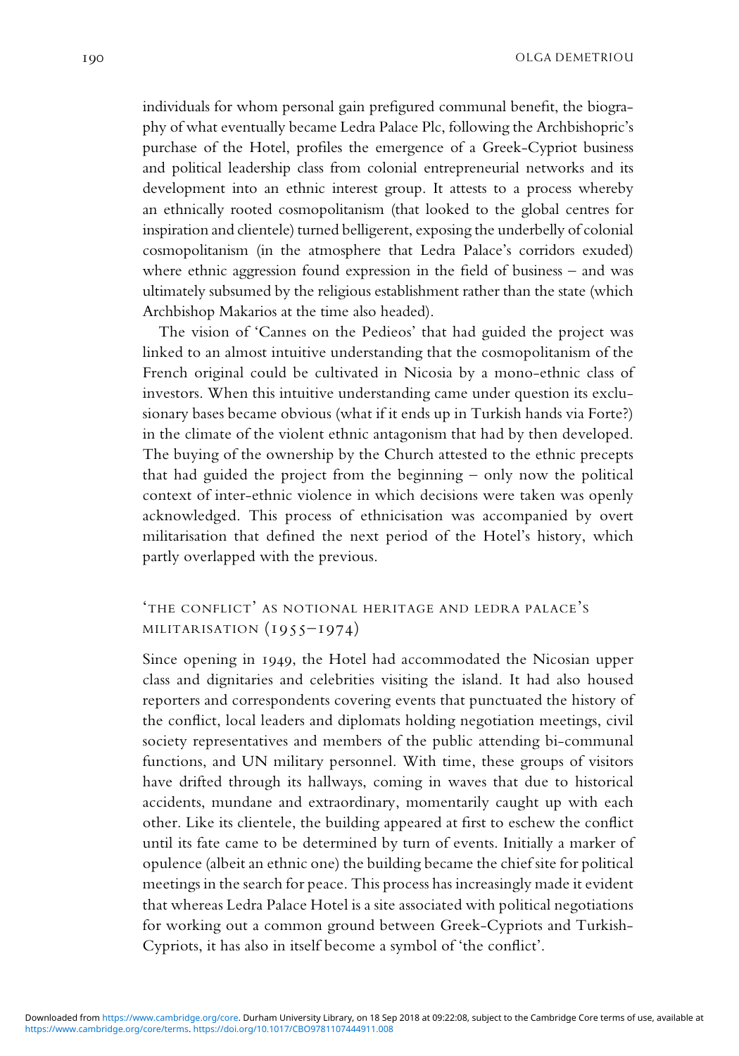individuals for whom personal gain prefigured communal benefit, the biography of what eventually became Ledra Palace Plc, following the Archbishopric's purchase of the Hotel, profiles the emergence of a Greek-Cypriot business and political leadership class from colonial entrepreneurial networks and its development into an ethnic interest group. It attests to a process whereby an ethnically rooted cosmopolitanism (that looked to the global centres for inspiration and clientele) turned belligerent, exposing the underbelly of colonial cosmopolitanism (in the atmosphere that Ledra Palace's corridors exuded) where ethnic aggression found expression in the field of business – and was ultimately subsumed by the religious establishment rather than the state (which Archbishop Makarios at the time also headed).

The vision of 'Cannes on the Pedieos' that had guided the project was linked to an almost intuitive understanding that the cosmopolitanism of the French original could be cultivated in Nicosia by a mono-ethnic class of investors. When this intuitive understanding came under question its exclusionary bases became obvious (what if it ends up in Turkish hands via Forte?) in the climate of the violent ethnic antagonism that had by then developed. The buying of the ownership by the Church attested to the ethnic precepts that had guided the project from the beginning – only now the political context of inter-ethnic violence in which decisions were taken was openly acknowledged. This process of ethnicisation was accompanied by overt militarisation that defined the next period of the Hotel's history, which partly overlapped with the previous.

## 'The Conflict' as Notional Heritage and Ledra Palace's Militarisation (1955–1974)

Since opening in 1949, the Hotel had accommodated the Nicosian upper class and dignitaries and celebrities visiting the island. It had also housed reporters and correspondents covering events that punctuated the history of the conflict, local leaders and diplomats holding negotiation meetings, civil society representatives and members of the public attending bi-communal functions, and UN military personnel. With time, these groups of visitors have drifted through its hallways, coming in waves that due to historical accidents, mundane and extraordinary, momentarily caught up with each other. Like its clientele, the building appeared at first to eschew the conflict until its fate came to be determined by turn of events. Initially a marker of opulence (albeit an ethnic one) the building became the chief site for political meetings in the search for peace. This process has increasingly made it evident that whereas Ledra Palace Hotel is a site associated with political negotiations for working out a common ground between Greek-Cypriots and Turkish-Cypriots, it has also in itself become a symbol of 'the conflict'.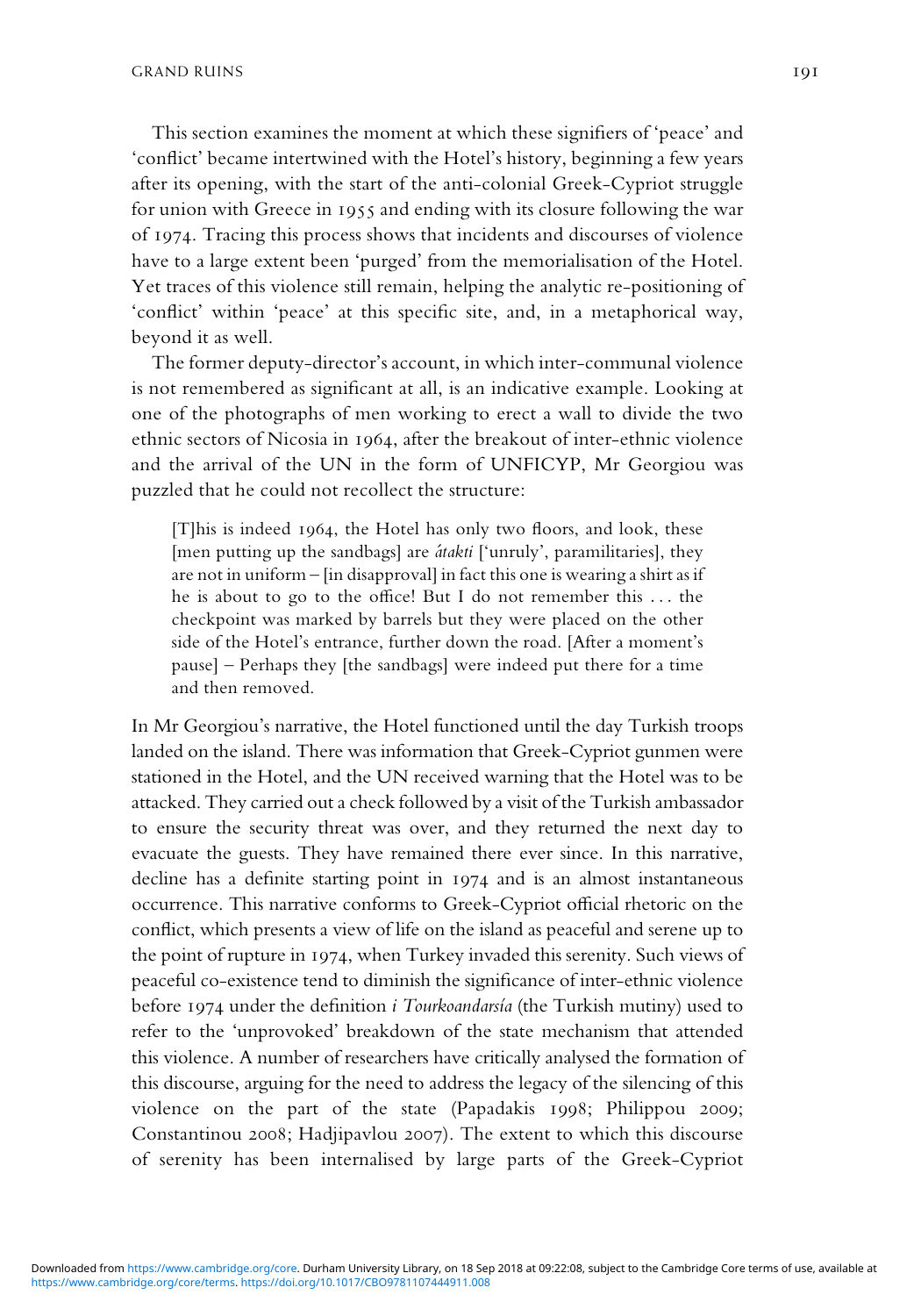This section examines the moment at which these signifiers of 'peace' and 'conflict' became intertwined with the Hotel's history, beginning a few years after its opening, with the start of the anti-colonial Greek-Cypriot struggle for union with Greece in 1955 and ending with its closure following the war of 1974. Tracing this process shows that incidents and discourses of violence have to a large extent been 'purged' from the memorialisation of the Hotel. Yet traces of this violence still remain, helping the analytic re-positioning of 'conflict' within 'peace' at this specific site, and, in a metaphorical way, beyond it as well.

The former deputy-director's account, in which inter-communal violence is not remembered as significant at all, is an indicative example. Looking at one of the photographs of men working to erect a wall to divide the two ethnic sectors of Nicosia in 1964, after the breakout of inter-ethnic violence and the arrival of the UN in the form of UNFICYP, Mr Georgiou was puzzled that he could not recollect the structure:

> [T]his is indeed 1964, the Hotel has only two floors, and look, these [men putting up the sandbags] are *átakti* ['unruly', paramilitaries], they are not in uniform – [in disapproval] in fact this one is wearing a shirt as if he is about to go to the office! But I do not remember this . . . the checkpoint was marked by barrels but they were placed on the other side of the Hotel's entrance, further down the road. [After a moment's pause] – Perhaps they [the sandbags] were indeed put there for a time and then removed.

In Mr Georgiou's narrative, the Hotel functioned until the day Turkish troops landed on the island. There was information that Greek-Cypriot gunmen were stationed in the Hotel, and the UN received warning that the Hotel was to be attacked. They carried out a check followed by a visit of the Turkish ambassador to ensure the security threat was over, and they returned the next day to evacuate the guests. They have remained there ever since. In this narrative, decline has a definite starting point in 1974 and is an almost instantaneous occurrence. This narrative conforms to Greek-Cypriot official rhetoric on the conflict, which presents a view of life on the island as peaceful and serene up to the point of rupture in 1974, when Turkey invaded this serenity. Such views of peaceful co-existence tend to diminish the significance of inter-ethnic violence before 1974 under the definition *i Tourkoandarsía* (the Turkish mutiny) used to refer to the 'unprovoked' breakdown of the state mechanism that attended this violence. A number of researchers have critically analysed the formation of this discourse, arguing for the need to address the legacy of the silencing of this violence on the part of the state (Papadakis 1998; Philippou 2009; Constantinou 2008; Hadjipavlou 2007). The extent to which this discourse of serenity has been internalised by large parts of the Greek-Cypriot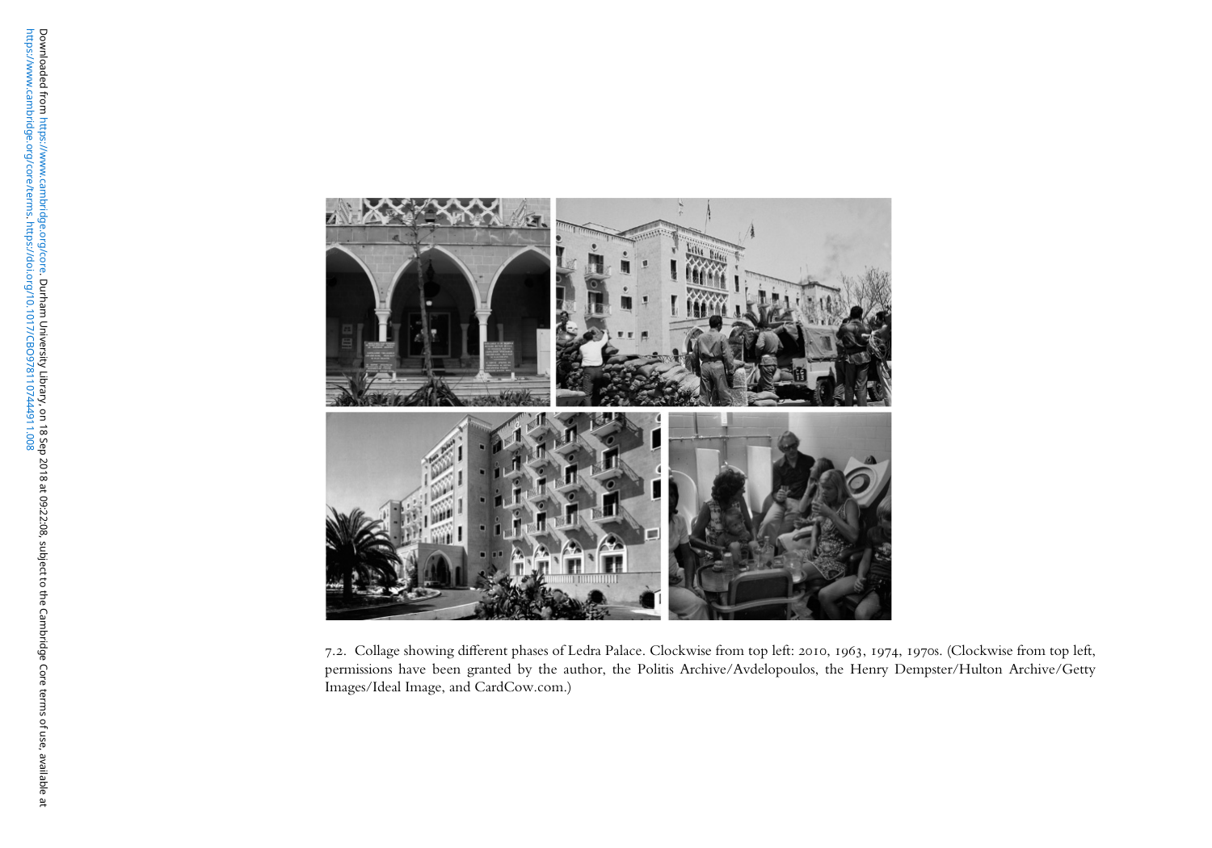7.2. Collage showing different phases of Ledra Palace. Clockwise from top left: 2010, 1963, 1974, 1970s. (Clockwise from top left, permissions have been granted by the author, the Politis Archive/Avdelopoulos, the Henry Dempster/Hulton Archive/Getty Images/Ideal Image, and CardCow.com.)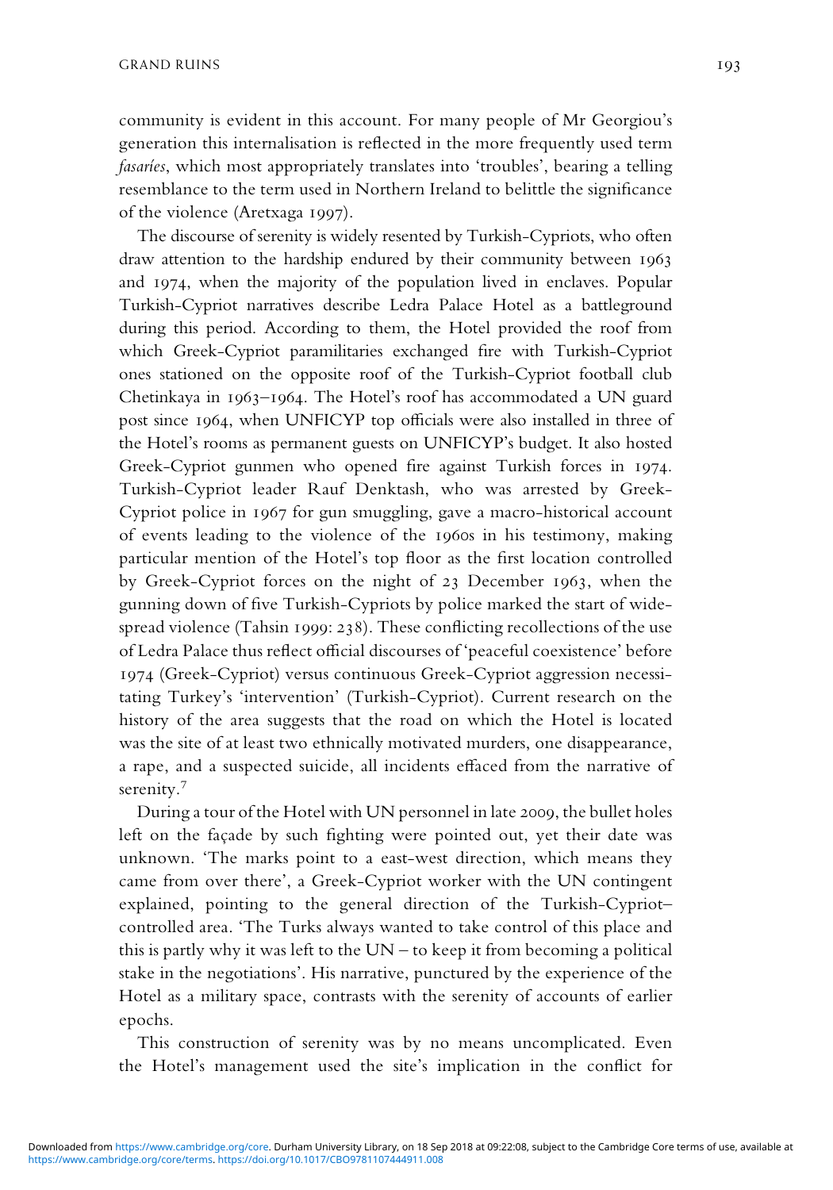community is evident in this account. For many people of Mr Georgiou's generation this internalisation is reflected in the more frequently used term *fasaríes*, which most appropriately translates into 'troubles', bearing a telling resemblance to the term used in Northern Ireland to belittle the significance of the violence (Aretxaga 1997).

The discourse of serenity is widely resented by Turkish-Cypriots, who often draw attention to the hardship endured by their community between 1963 and 1974, when the majority of the population lived in enclaves. Popular Turkish-Cypriot narratives describe Ledra Palace Hotel as a battleground during this period. According to them, the Hotel provided the roof from which Greek-Cypriot paramilitaries exchanged fire with Turkish-Cypriot ones stationed on the opposite roof of the Turkish-Cypriot football club Chetinkaya in 1963–1964. The Hotel's roof has accommodated a UN guard post since 1964, when UNFICYP top officials were also installed in three of the Hotel's rooms as permanent guests on UNFICYP's budget. It also hosted Greek-Cypriot gunmen who opened fire against Turkish forces in 1974. Turkish-Cypriot leader Rauf Denktash, who was arrested by Greek-Cypriot police in 1967 for gun smuggling, gave a macro-historical account of events leading to the violence of the 1960s in his testimony, making particular mention of the Hotel's top floor as the first location controlled by Greek-Cypriot forces on the night of 23 December 1963, when the gunning down of five Turkish-Cypriots by police marked the start of widespread violence (Tahsin 1999: 238). These conflicting recollections of the use of Ledra Palace thus reflect official discourses of 'peaceful coexistence' before 1974 (Greek-Cypriot) versus continuous Greek-Cypriot aggression necessitating Turkey's 'intervention' (Turkish-Cypriot). Current research on the history of the area suggests that the road on which the Hotel is located was the site of at least two ethnically motivated murders, one disappearance, a rape, and a suspected suicide, all incidents effaced from the narrative of serenity.[7]

During a tour of the Hotel with UN personnel in late 2009, the bullet holes left on the façade by such fighting were pointed out, yet their date was unknown. 'The marks point to a east-west direction, which means they came from over there', a Greek-Cypriot worker with the UN contingent explained, pointing to the general direction of the Turkish-Cypriot–controlled area. 'The Turks always wanted to take control of this place and this is partly why it was left to the UN – to keep it from becoming a political stake in the negotiations'. His narrative, punctured by the experience of the Hotel as a military space, contrasts with the serenity of accounts of earlier epochs.

This construction of serenity was by no means uncomplicated. Even the Hotel's management used the site's implication in the conflict for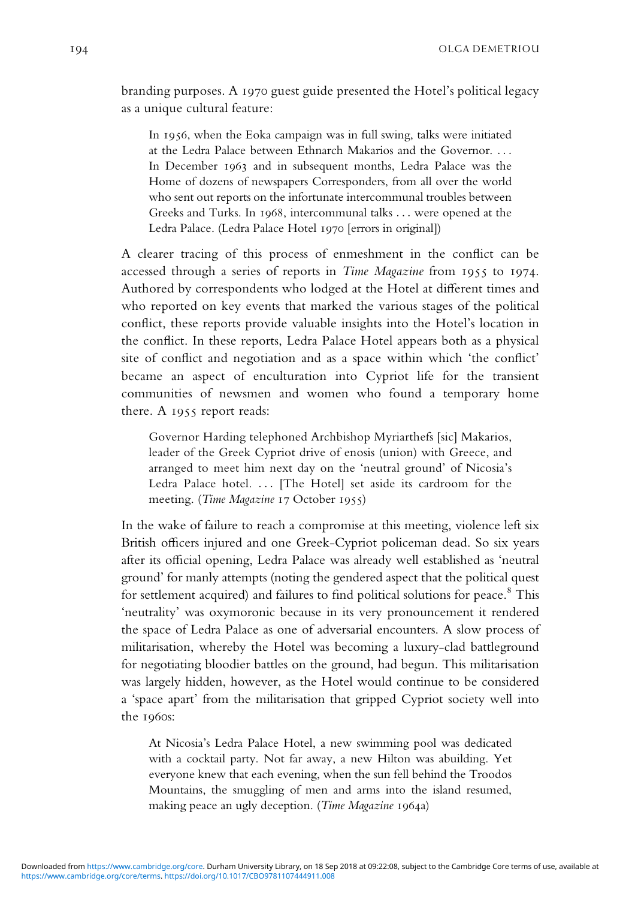branding purposes. A 1970 guest guide presented the Hotel's political legacy as a unique cultural feature:

> In 1956, when the Eoka campaign was in full swing, talks were initiated at the Ledra Palace between Ethnarch Makarios and the Governor. . . . In December 1963 and in subsequent months, Ledra Palace was the Home of dozens of newspapers Corresponders, from all over the world who sent out reports on the infortunate intercommunal troubles between Greeks and Turks. In 1968, intercommunal talks . . . were opened at the Ledra Palace. (Ledra Palace Hotel 1970 [errors in original])

A clearer tracing of this process of enmeshment in the conflict can be accessed through a series of reports in *Time Magazine* from 1955 to 1974. Authored by correspondents who lodged at the Hotel at different times and who reported on key events that marked the various stages of the political conflict, these reports provide valuable insights into the Hotel's location in the conflict. In these reports, Ledra Palace Hotel appears both as a physical site of conflict and negotiation and as a space within which 'the conflict' became an aspect of enculturation into Cypriot life for the transient communities of newsmen and women who found a temporary home there. A 1955 report reads:

> Governor Harding telephoned Archbishop Myriarthefs [sic] Makarios, leader of the Greek Cypriot drive of enosis (union) with Greece, and arranged to meet him next day on the 'neutral ground' of Nicosia's Ledra Palace hotel. . . . [The Hotel] set aside its cardroom for the meeting. (*Time Magazine* 17 October 1955)

In the wake of failure to reach a compromise at this meeting, violence left six British officers injured and one Greek-Cypriot policeman dead. So six years after its official opening, Ledra Palace was already well established as 'neutral ground' for manly attempts (noting the gendered aspect that the political quest for settlement acquired) and failures to find political solutions for peace.[8] This 'neutrality' was oxymoronic because in its very pronouncement it rendered the space of Ledra Palace as one of adversarial encounters. A slow process of militarisation, whereby the Hotel was becoming a luxury-clad battleground for negotiating bloodier battles on the ground, had begun. This militarisation was largely hidden, however, as the Hotel would continue to be considered a 'space apart' from the militarisation that gripped Cypriot society well into the 1960s:

> At Nicosia's Ledra Palace Hotel, a new swimming pool was dedicated with a cocktail party. Not far away, a new Hilton was abuilding. Yet everyone knew that each evening, when the sun fell behind the Troodos Mountains, the smuggling of men and arms into the island resumed, making peace an ugly deception. (*Time Magazine* 1964a)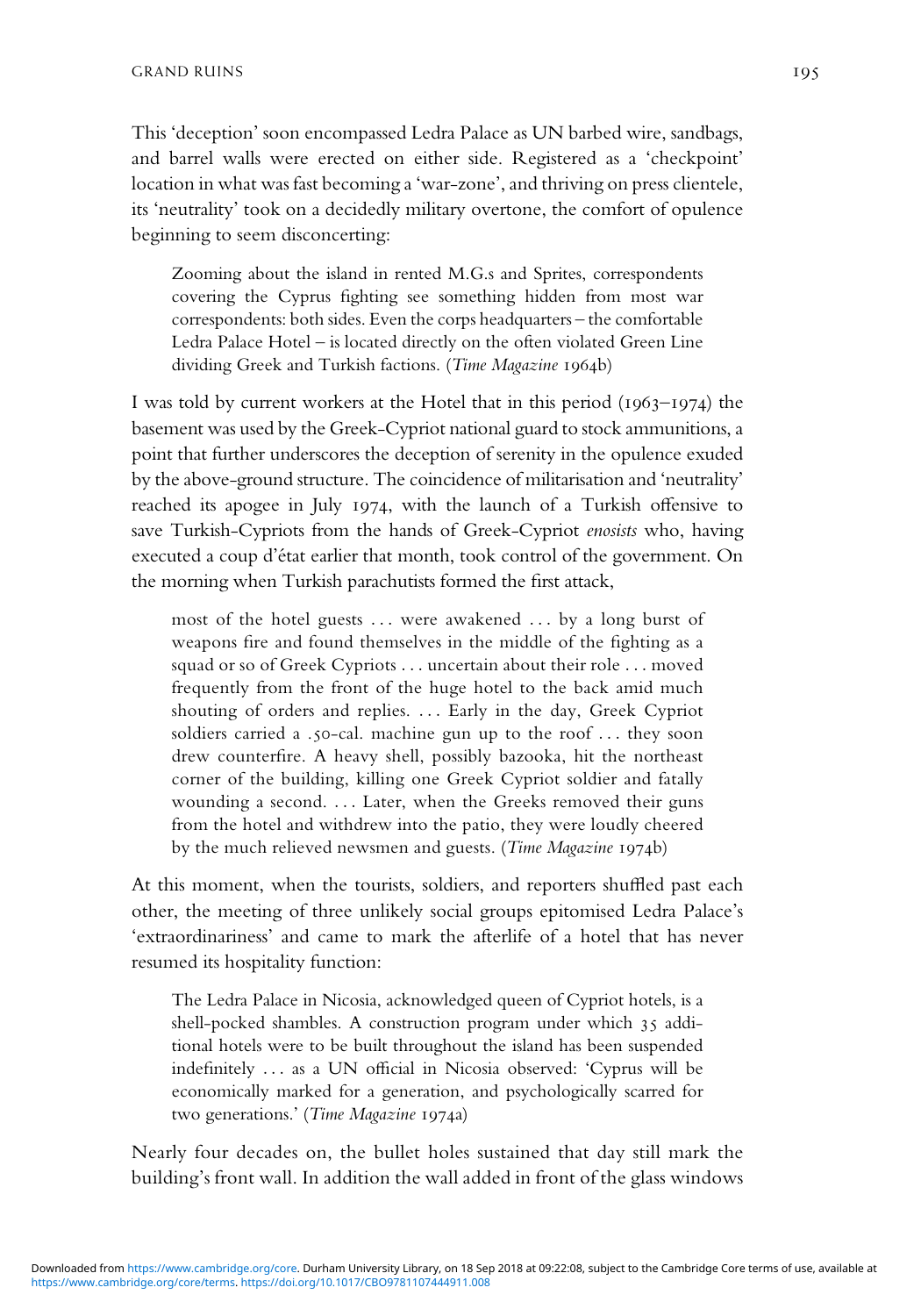This 'deception' soon encompassed Ledra Palace as UN barbed wire, sandbags, and barrel walls were erected on either side. Registered as a 'checkpoint' location in what was fast becoming a 'war-zone', and thriving on press clientele, its 'neutrality' took on a decidedly military overtone, the comfort of opulence beginning to seem disconcerting:

> Zooming about the island in rented M.G.s and Sprites, correspondents covering the Cyprus fighting see something hidden from most war correspondents: both sides. Even the corps headquarters – the comfortable Ledra Palace Hotel – is located directly on the often violated Green Line dividing Greek and Turkish factions. (*Time Magazine* 1964b)

I was told by current workers at the Hotel that in this period (1963–1974) the basement was used by the Greek-Cypriot national guard to stock ammunitions, a point that further underscores the deception of serenity in the opulence exuded by the above-ground structure. The coincidence of militarisation and 'neutrality' reached its apogee in July 1974, with the launch of a Turkish offensive to save Turkish-Cypriots from the hands of Greek-Cypriot *enosists* who, having executed a coup d'état earlier that month, took control of the government. On the morning when Turkish parachutists formed the first attack,

> most of the hotel guests . . . were awakened . . . by a long burst of weapons fire and found themselves in the middle of the fighting as a squad or so of Greek Cypriots . . . uncertain about their role . . . moved frequently from the front of the huge hotel to the back amid much shouting of orders and replies. . . . Early in the day, Greek Cypriot soldiers carried a .50-cal. machine gun up to the roof . . . they soon drew counterfire. A heavy shell, possibly bazooka, hit the northeast corner of the building, killing one Greek Cypriot soldier and fatally wounding a second. . . . Later, when the Greeks removed their guns from the hotel and withdrew into the patio, they were loudly cheered by the much relieved newsmen and guests. (*Time Magazine* 1974b)

At this moment, when the tourists, soldiers, and reporters shuffled past each other, the meeting of three unlikely social groups epitomised Ledra Palace's 'extraordinariness' and came to mark the afterlife of a hotel that has never resumed its hospitality function:

> The Ledra Palace in Nicosia, acknowledged queen of Cypriot hotels, is a shell-pocked shambles. A construction program under which 35 additional hotels were to be built throughout the island has been suspended indefinitely . . . as a UN official in Nicosia observed: 'Cyprus will be economically marked for a generation, and psychologically scarred for two generations.' (*Time Magazine* 1974a)

Nearly four decades on, the bullet holes sustained that day still mark the building's front wall. In addition the wall added in front of the glass windows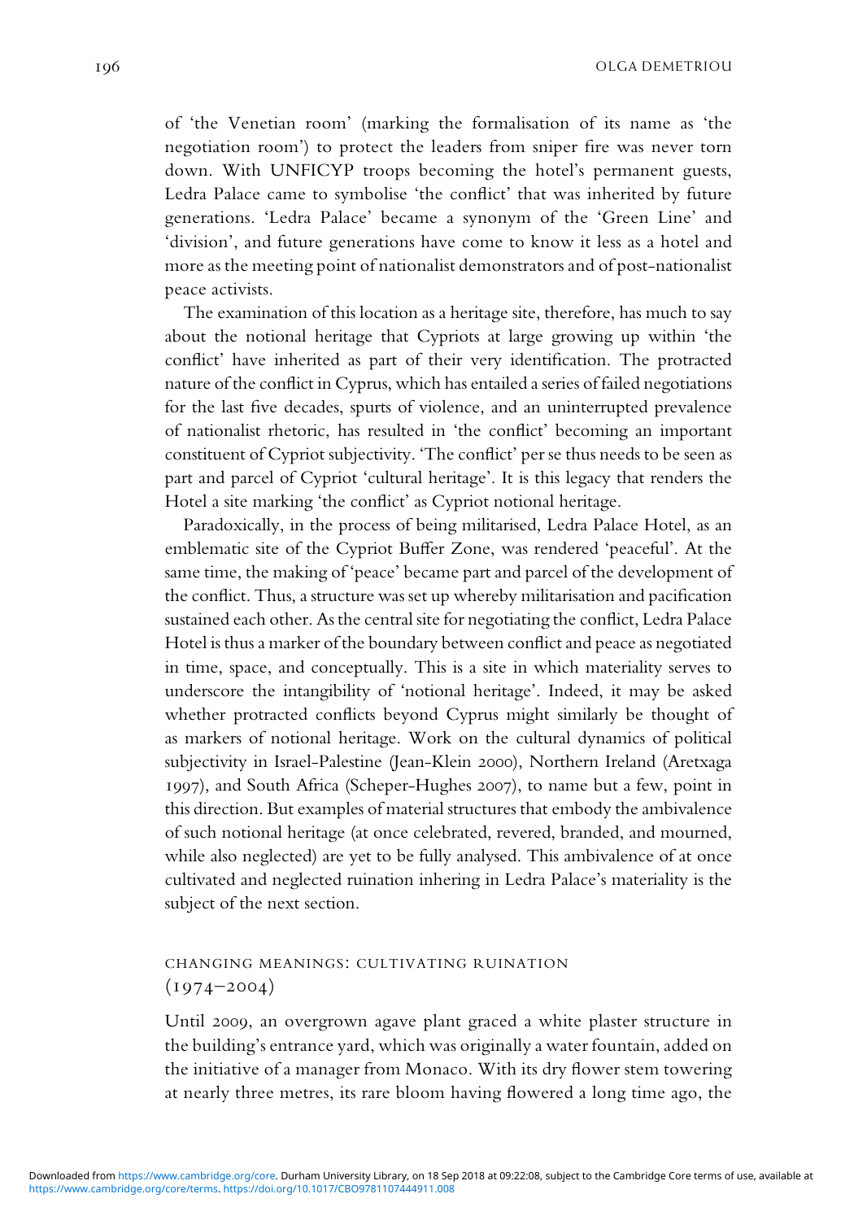of 'the Venetian room' (marking the formalisation of its name as 'the negotiation room') to protect the leaders from sniper fire was never torn down. With UNFICYP troops becoming the hotel's permanent guests, Ledra Palace came to symbolise 'the conflict' that was inherited by future generations. 'Ledra Palace' became a synonym of the 'Green Line' and 'division', and future generations have come to know it less as a hotel and more as the meeting point of nationalist demonstrators and of post-nationalist peace activists.

The examination of this location as a heritage site, therefore, has much to say about the notional heritage that Cypriots at large growing up within 'the conflict' have inherited as part of their very identification. The protracted nature of the conflict in Cyprus, which has entailed a series of failed negotiations for the last five decades, spurts of violence, and an uninterrupted prevalence of nationalist rhetoric, has resulted in 'the conflict' becoming an important constituent of Cypriot subjectivity. 'The conflict' per se thus needs to be seen as part and parcel of Cypriot 'cultural heritage'. It is this legacy that renders the Hotel a site marking 'the conflict' as Cypriot notional heritage.

Paradoxically, in the process of being militarised, Ledra Palace Hotel, as an emblematic site of the Cypriot Buffer Zone, was rendered 'peaceful'. At the same time, the making of 'peace' became part and parcel of the development of the conflict. Thus, a structure was set up whereby militarisation and pacification sustained each other. As the central site for negotiating the conflict, Ledra Palace Hotel is thus a marker of the boundary between conflict and peace as negotiated in time, space, and conceptually. This is a site in which materiality serves to underscore the intangibility of 'notional heritage'. Indeed, it may be asked whether protracted conflicts beyond Cyprus might similarly be thought of as markers of notional heritage. Work on the cultural dynamics of political subjectivity in Israel-Palestine (Jean-Klein 2000), Northern Ireland (Aretxaga 1997), and South Africa (Scheper-Hughes 2007), to name but a few, point in this direction. But examples of material structures that embody the ambivalence of such notional heritage (at once celebrated, revered, branded, and mourned, while also neglected) are yet to be fully analysed. This ambivalence of at once cultivated and neglected ruination inhering in Ledra Palace's materiality is the subject of the next section.

## CHANGING MEANINGS: CULTIVATING RUINATION (1974–2004)

Until 2009, an overgrown agave plant graced a white plaster structure in the building's entrance yard, which was originally a water fountain, added on the initiative of a manager from Monaco. With its dry flower stem towering at nearly three metres, its rare bloom having flowered a long time ago, the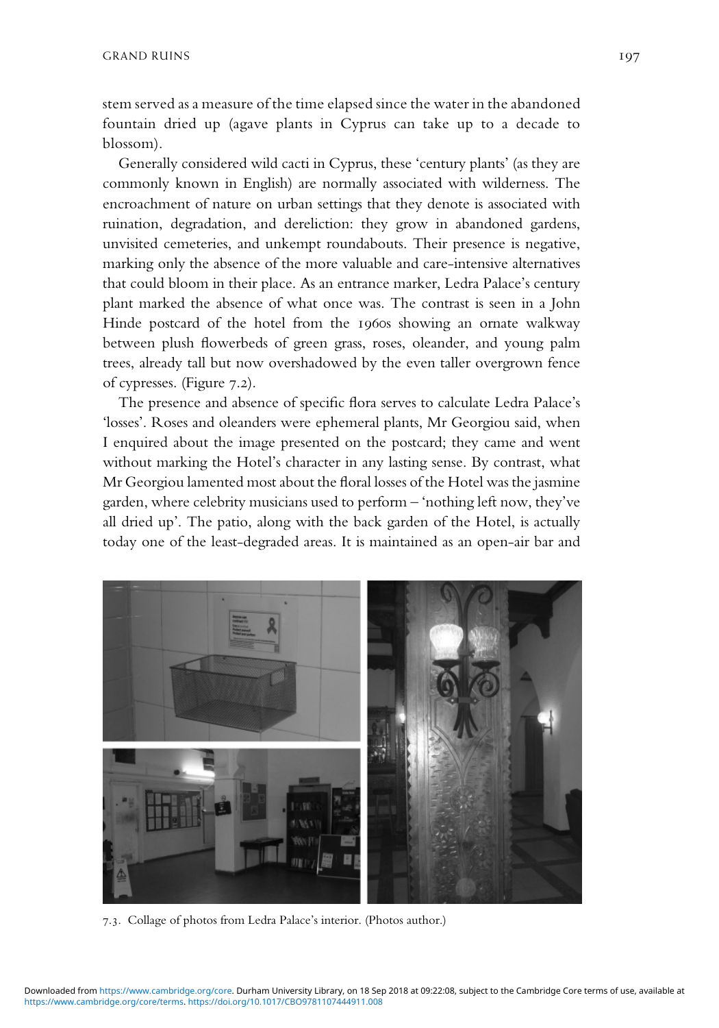stem served as a measure of the time elapsed since the water in the abandoned fountain dried up (agave plants in Cyprus can take up to a decade to blossom).

Generally considered wild cacti in Cyprus, these 'century plants' (as they are commonly known in English) are normally associated with wilderness. The encroachment of nature on urban settings that they denote is associated with ruination, degradation, and dereliction: they grow in abandoned gardens, unvisited cemeteries, and unkempt roundabouts. Their presence is negative, marking only the absence of the more valuable and care-intensive alternatives that could bloom in their place. As an entrance marker, Ledra Palace's century plant marked the absence of what once was. The contrast is seen in a John Hinde postcard of the hotel from the 1960s showing an ornate walkway between plush flowerbeds of green grass, roses, oleander, and young palm trees, already tall but now overshadowed by the even taller overgrown fence of cypresses. (Figure 7.2).

The presence and absence of specific flora serves to calculate Ledra Palace's 'losses'. Roses and oleanders were ephemeral plants, Mr Georgiou said, when I enquired about the image presented on the postcard; they came and went without marking the Hotel's character in any lasting sense. By contrast, what Mr Georgiou lamented most about the floral losses of the Hotel was the jasmine garden, where celebrity musicians used to perform – 'nothing left now, they've all dried up'. The patio, along with the back garden of the Hotel, is actually today one of the least-degraded areas. It is maintained as an open-air bar and

7.3. Collage of photos from Ledra Palace's interior. (Photos author.)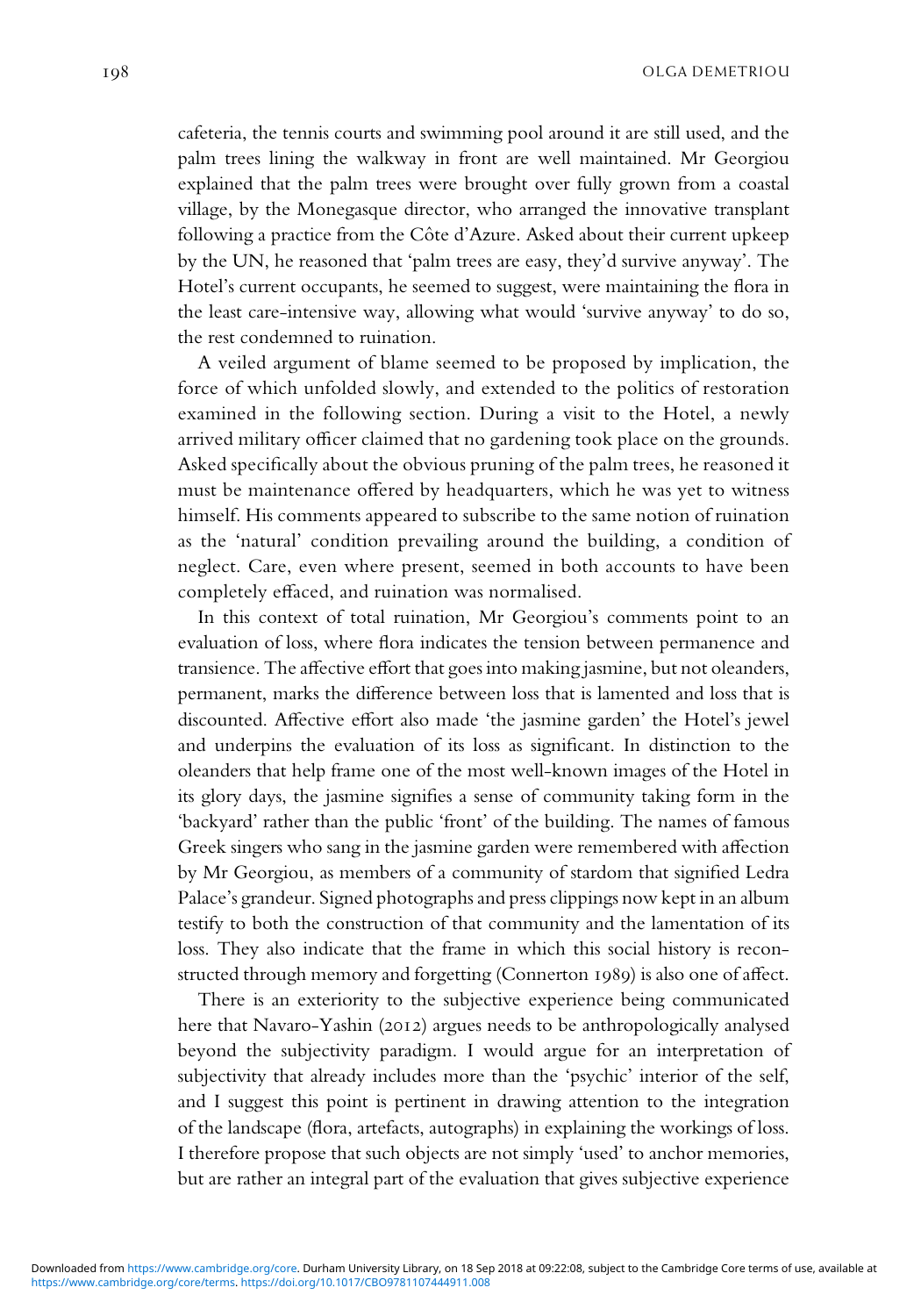cafeteria, the tennis courts and swimming pool around it are still used, and the palm trees lining the walkway in front are well maintained. Mr Georgiou explained that the palm trees were brought over fully grown from a coastal village, by the Monegasque director, who arranged the innovative transplant following a practice from the Côte d'Azure. Asked about their current upkeep by the UN, he reasoned that 'palm trees are easy, they'd survive anyway'. The Hotel's current occupants, he seemed to suggest, were maintaining the flora in the least care-intensive way, allowing what would 'survive anyway' to do so, the rest condemned to ruination.

A veiled argument of blame seemed to be proposed by implication, the force of which unfolded slowly, and extended to the politics of restoration examined in the following section. During a visit to the Hotel, a newly arrived military officer claimed that no gardening took place on the grounds. Asked specifically about the obvious pruning of the palm trees, he reasoned it must be maintenance offered by headquarters, which he was yet to witness himself. His comments appeared to subscribe to the same notion of ruination as the 'natural' condition prevailing around the building, a condition of neglect. Care, even where present, seemed in both accounts to have been completely effaced, and ruination was normalised.

In this context of total ruination, Mr Georgiou's comments point to an evaluation of loss, where flora indicates the tension between permanence and transience. The affective effort that goes into making jasmine, but not oleanders, permanent, marks the difference between loss that is lamented and loss that is discounted. Affective effort also made 'the jasmine garden' the Hotel's jewel and underpins the evaluation of its loss as significant. In distinction to the oleanders that help frame one of the most well-known images of the Hotel in its glory days, the jasmine signifies a sense of community taking form in the 'backyard' rather than the public 'front' of the building. The names of famous Greek singers who sang in the jasmine garden were remembered with affection by Mr Georgiou, as members of a community of stardom that signified Ledra Palace's grandeur. Signed photographs and press clippings now kept in an album testify to both the construction of that community and the lamentation of its loss. They also indicate that the frame in which this social history is reconstructed through memory and forgetting (Connerton 1989) is also one of affect.

There is an exteriority to the subjective experience being communicated here that Navaro-Yashin (2012) argues needs to be anthropologically analysed beyond the subjectivity paradigm. I would argue for an interpretation of subjectivity that already includes more than the 'psychic' interior of the self, and I suggest this point is pertinent in drawing attention to the integration of the landscape (flora, artefacts, autographs) in explaining the workings of loss. I therefore propose that such objects are not simply 'used' to anchor memories, but are rather an integral part of the evaluation that gives subjective experience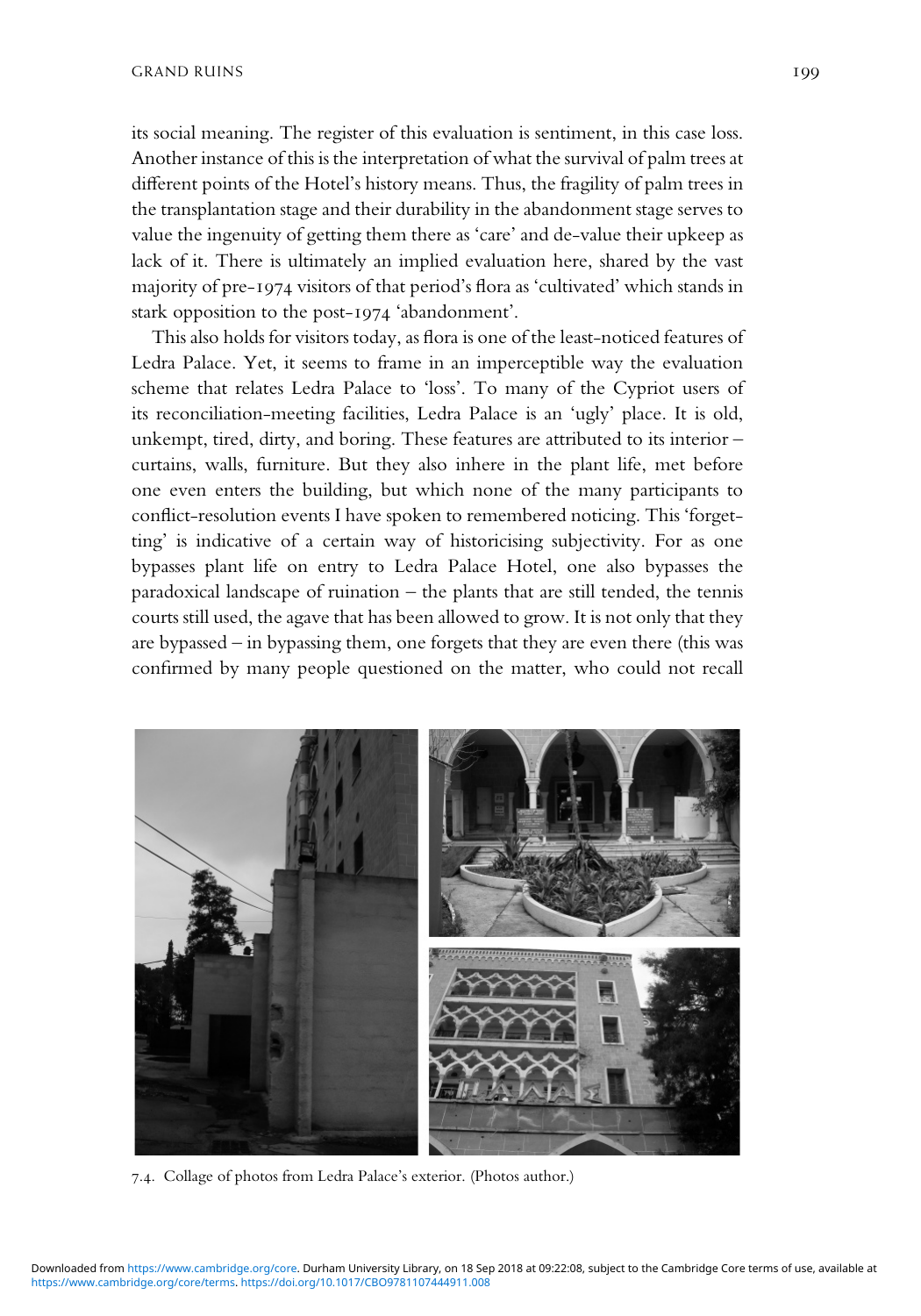its social meaning. The register of this evaluation is sentiment, in this case loss. Another instance of this is the interpretation of what the survival of palm trees at different points of the Hotel's history means. Thus, the fragility of palm trees in the transplantation stage and their durability in the abandonment stage serves to value the ingenuity of getting them there as 'care' and de-value their upkeep as lack of it. There is ultimately an implied evaluation here, shared by the vast majority of pre-1974 visitors of that period's flora as 'cultivated' which stands in stark opposition to the post-1974 'abandonment'.

This also holds for visitors today, as flora is one of the least-noticed features of Ledra Palace. Yet, it seems to frame in an imperceptible way the evaluation scheme that relates Ledra Palace to 'loss'. To many of the Cypriot users of its reconciliation-meeting facilities, Ledra Palace is an 'ugly' place. It is old, unkempt, tired, dirty, and boring. These features are attributed to its interior – curtains, walls, furniture. But they also inhere in the plant life, met before one even enters the building, but which none of the many participants to conflict-resolution events I have spoken to remembered noticing. This 'forgetting' is indicative of a certain way of historicising subjectivity. For as one bypasses plant life on entry to Ledra Palace Hotel, one also bypasses the paradoxical landscape of ruination – the plants that are still tended, the tennis courts still used, the agave that has been allowed to grow. It is not only that they are bypassed – in bypassing them, one forgets that they are even there (this was confirmed by many people questioned on the matter, who could not recall

7.4. Collage of photos from Ledra Palace's exterior. (Photos author.)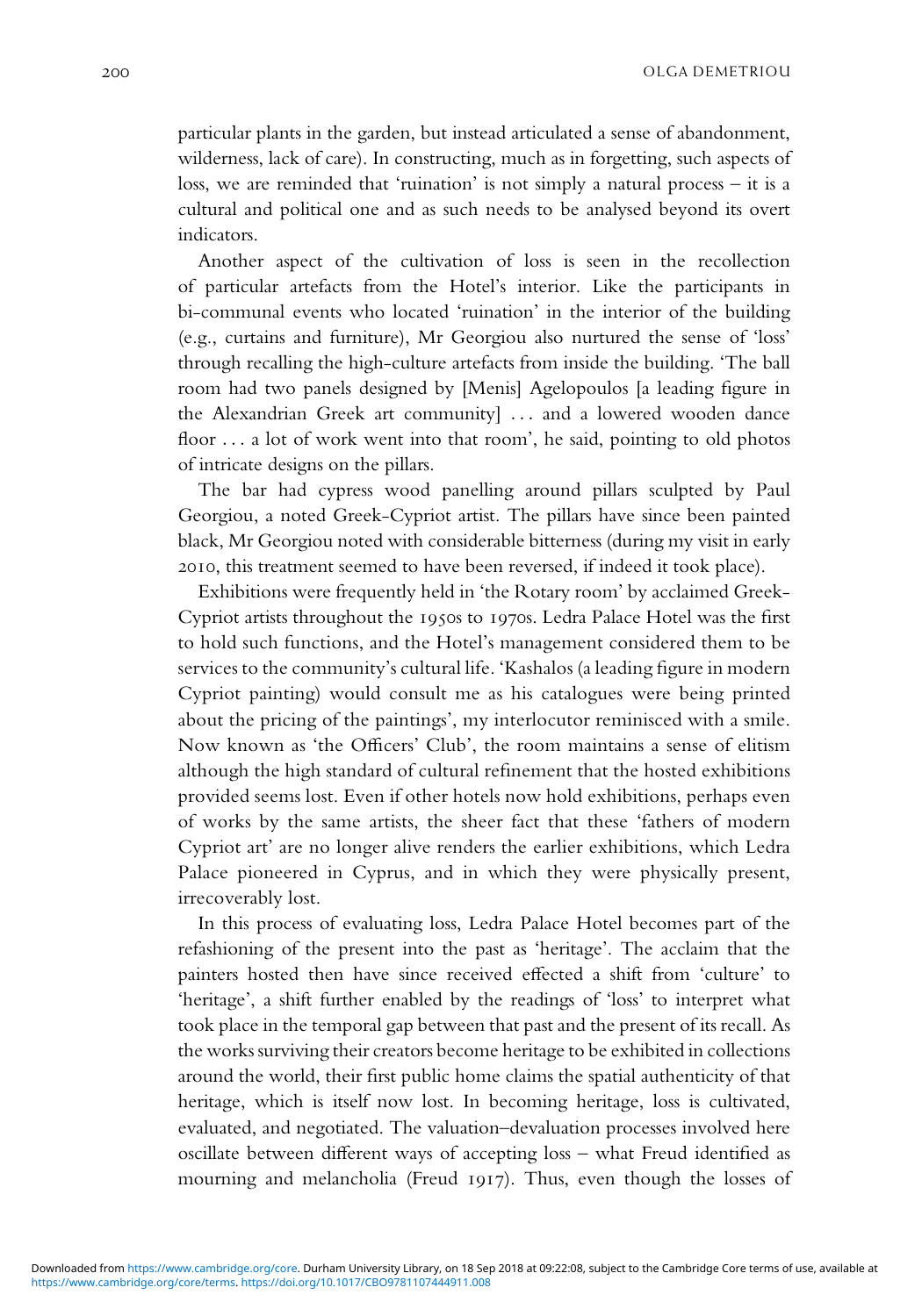particular plants in the garden, but instead articulated a sense of abandonment, wilderness, lack of care). In constructing, much as in forgetting, such aspects of loss, we are reminded that 'ruination' is not simply a natural process – it is a cultural and political one and as such needs to be analysed beyond its overt indicators.

Another aspect of the cultivation of loss is seen in the recollection of particular artefacts from the Hotel's interior. Like the participants in bi-communal events who located 'ruination' in the interior of the building (e.g., curtains and furniture), Mr Georgiou also nurtured the sense of 'loss' through recalling the high-culture artefacts from inside the building. 'The ball room had two panels designed by [Menis] Agelopoulos [a leading figure in the Alexandrian Greek art community] ... and a lowered wooden dance floor ... a lot of work went into that room', he said, pointing to old photos of intricate designs on the pillars.

The bar had cypress wood panelling around pillars sculpted by Paul Georgiou, a noted Greek-Cypriot artist. The pillars have since been painted black, Mr Georgiou noted with considerable bitterness (during my visit in early 2010, this treatment seemed to have been reversed, if indeed it took place).

Exhibitions were frequently held in 'the Rotary room' by acclaimed Greek-Cypriot artists throughout the 1950s to 1970s. Ledra Palace Hotel was the first to hold such functions, and the Hotel's management considered them to be services to the community's cultural life. 'Kashalos (a leading figure in modern Cypriot painting) would consult me as his catalogues were being printed about the pricing of the paintings', my interlocutor reminisced with a smile. Now known as 'the Officers' Club', the room maintains a sense of elitism although the high standard of cultural refinement that the hosted exhibitions provided seems lost. Even if other hotels now hold exhibitions, perhaps even of works by the same artists, the sheer fact that these 'fathers of modern Cypriot art' are no longer alive renders the earlier exhibitions, which Ledra Palace pioneered in Cyprus, and in which they were physically present, irrecoverably lost.

In this process of evaluating loss, Ledra Palace Hotel becomes part of the refashioning of the present into the past as 'heritage'. The acclaim that the painters hosted then have since received effected a shift from 'culture' to 'heritage', a shift further enabled by the readings of 'loss' to interpret what took place in the temporal gap between that past and the present of its recall. As the works surviving their creators become heritage to be exhibited in collections around the world, their first public home claims the spatial authenticity of that heritage, which is itself now lost. In becoming heritage, loss is cultivated, evaluated, and negotiated. The valuation–devaluation processes involved here oscillate between different ways of accepting loss – what Freud identified as mourning and melancholia (Freud 1917). Thus, even though the losses of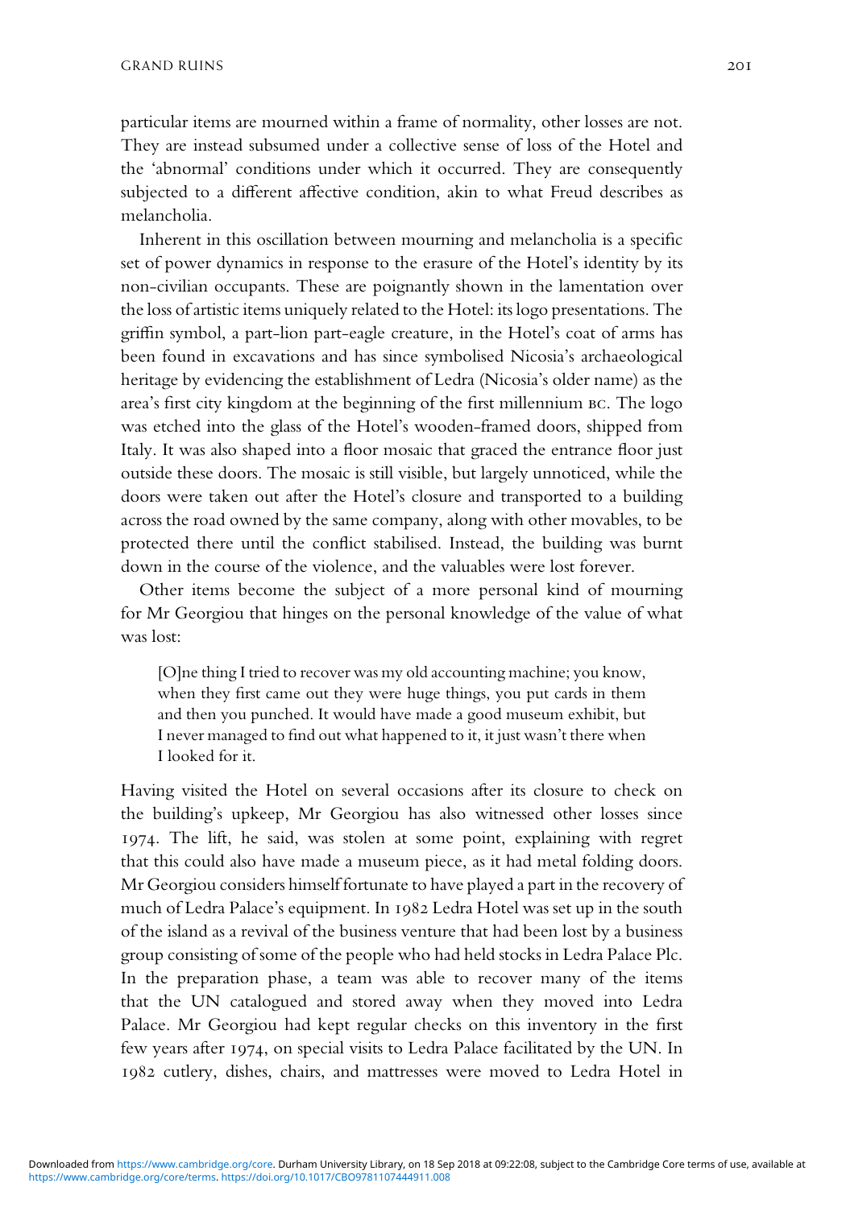particular items are mourned within a frame of normality, other losses are not. They are instead subsumed under a collective sense of loss of the Hotel and the 'abnormal' conditions under which it occurred. They are consequently subjected to a different affective condition, akin to what Freud describes as melancholia.

Inherent in this oscillation between mourning and melancholia is a specific set of power dynamics in response to the erasure of the Hotel's identity by its non-civilian occupants. These are poignantly shown in the lamentation over the loss of artistic items uniquely related to the Hotel: its logo presentations. The griffin symbol, a part-lion part-eagle creature, in the Hotel's coat of arms has been found in excavations and has since symbolised Nicosia's archaeological heritage by evidencing the establishment of Ledra (Nicosia's older name) as the area's first city kingdom at the beginning of the first millennium BC. The logo was etched into the glass of the Hotel's wooden-framed doors, shipped from Italy. It was also shaped into a floor mosaic that graced the entrance floor just outside these doors. The mosaic is still visible, but largely unnoticed, while the doors were taken out after the Hotel's closure and transported to a building across the road owned by the same company, along with other movables, to be protected there until the conflict stabilised. Instead, the building was burnt down in the course of the violence, and the valuables were lost forever.

Other items become the subject of a more personal kind of mourning for Mr Georgiou that hinges on the personal knowledge of the value of what was lost:

> [O]ne thing I tried to recover was my old accounting machine; you know, when they first came out they were huge things, you put cards in them and then you punched. It would have made a good museum exhibit, but I never managed to find out what happened to it, it just wasn't there when I looked for it.

Having visited the Hotel on several occasions after its closure to check on the building's upkeep, Mr Georgiou has also witnessed other losses since 1974. The lift, he said, was stolen at some point, explaining with regret that this could also have made a museum piece, as it had metal folding doors. Mr Georgiou considers himself fortunate to have played a part in the recovery of much of Ledra Palace's equipment. In 1982 Ledra Hotel was set up in the south of the island as a revival of the business venture that had been lost by a business group consisting of some of the people who had held stocks in Ledra Palace Plc. In the preparation phase, a team was able to recover many of the items that the UN catalogued and stored away when they moved into Ledra Palace. Mr Georgiou had kept regular checks on this inventory in the first few years after 1974, on special visits to Ledra Palace facilitated by the UN. In 1982 cutlery, dishes, chairs, and mattresses were moved to Ledra Hotel in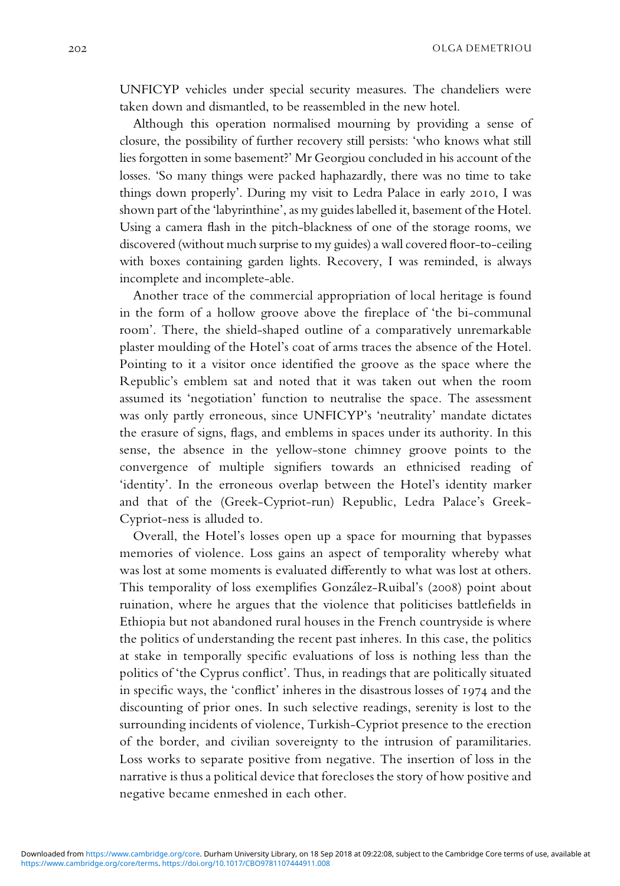UNFICYP vehicles under special security measures. The chandeliers were taken down and dismantled, to be reassembled in the new hotel.

Although this operation normalised mourning by providing a sense of closure, the possibility of further recovery still persists: 'who knows what still lies forgotten in some basement?' Mr Georgiou concluded in his account of the losses. 'So many things were packed haphazardly, there was no time to take things down properly'. During my visit to Ledra Palace in early 2010, I was shown part of the 'labyrinthine', as my guides labelled it, basement of the Hotel. Using a camera flash in the pitch-blackness of one of the storage rooms, we discovered (without much surprise to my guides) a wall covered floor-to-ceiling with boxes containing garden lights. Recovery, I was reminded, is always incomplete and incomplete-able.

Another trace of the commercial appropriation of local heritage is found in the form of a hollow groove above the fireplace of 'the bi-communal room'. There, the shield-shaped outline of a comparatively unremarkable plaster moulding of the Hotel's coat of arms traces the absence of the Hotel. Pointing to it a visitor once identified the groove as the space where the Republic's emblem sat and noted that it was taken out when the room assumed its 'negotiation' function to neutralise the space. The assessment was only partly erroneous, since UNFICYP's 'neutrality' mandate dictates the erasure of signs, flags, and emblems in spaces under its authority. In this sense, the absence in the yellow-stone chimney groove points to the convergence of multiple signifiers towards an ethnicised reading of 'identity'. In the erroneous overlap between the Hotel's identity marker and that of the (Greek-Cypriot-run) Republic, Ledra Palace's Greek-Cypriot-ness is alluded to.

Overall, the Hotel's losses open up a space for mourning that bypasses memories of violence. Loss gains an aspect of temporality whereby what was lost at some moments is evaluated differently to what was lost at others. This temporality of loss exemplifies González-Ruibal's (2008) point about ruination, where he argues that the violence that politicises battlefields in Ethiopia but not abandoned rural houses in the French countryside is where the politics of understanding the recent past inheres. In this case, the politics at stake in temporally specific evaluations of loss is nothing less than the politics of 'the Cyprus conflict'. Thus, in readings that are politically situated in specific ways, the 'conflict' inheres in the disastrous losses of 1974 and the discounting of prior ones. In such selective readings, serenity is lost to the surrounding incidents of violence, Turkish-Cypriot presence to the erection of the border, and civilian sovereignty to the intrusion of paramilitaries. Loss works to separate positive from negative. The insertion of loss in the narrative is thus a political device that forecloses the story of how positive and negative became enmeshed in each other.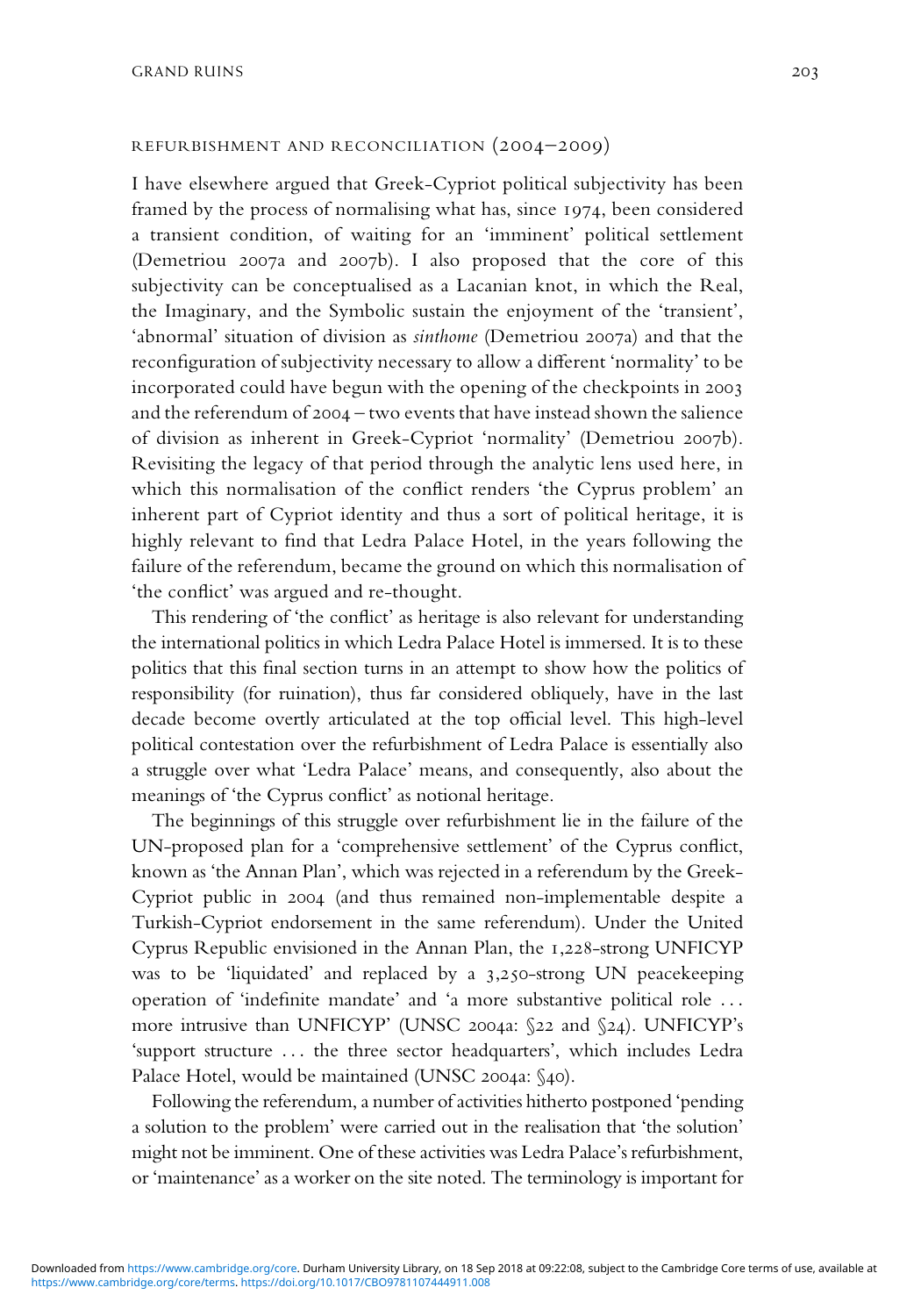## Refurbishment and reconciliation (2004–2009)

I have elsewhere argued that Greek-Cypriot political subjectivity has been framed by the process of normalising what has, since 1974, been considered a transient condition, of waiting for an 'imminent' political settlement (Demetriou 2007a and 2007b). I also proposed that the core of this subjectivity can be conceptualised as a Lacanian knot, in which the Real, the Imaginary, and the Symbolic sustain the enjoyment of the 'transient', 'abnormal' situation of division as *sinthome* (Demetriou 2007a) and that the reconfiguration of subjectivity necessary to allow a different 'normality' to be incorporated could have begun with the opening of the checkpoints in 2003 and the referendum of 2004 – two events that have instead shown the salience of division as inherent in Greek-Cypriot 'normality' (Demetriou 2007b). Revisiting the legacy of that period through the analytic lens used here, in which this normalisation of the conflict renders 'the Cyprus problem' an inherent part of Cypriot identity and thus a sort of political heritage, it is highly relevant to find that Ledra Palace Hotel, in the years following the failure of the referendum, became the ground on which this normalisation of 'the conflict' was argued and re-thought.

This rendering of 'the conflict' as heritage is also relevant for understanding the international politics in which Ledra Palace Hotel is immersed. It is to these politics that this final section turns in an attempt to show how the politics of responsibility (for ruination), thus far considered obliquely, have in the last decade become overtly articulated at the top official level. This high-level political contestation over the refurbishment of Ledra Palace is essentially also a struggle over what 'Ledra Palace' means, and consequently, also about the meanings of 'the Cyprus conflict' as notional heritage.

The beginnings of this struggle over refurbishment lie in the failure of the UN-proposed plan for a 'comprehensive settlement' of the Cyprus conflict, known as 'the Annan Plan', which was rejected in a referendum by the Greek-Cypriot public in 2004 (and thus remained non-implementable despite a Turkish-Cypriot endorsement in the same referendum). Under the United Cyprus Republic envisioned in the Annan Plan, the 1,228-strong UNFICYP was to be 'liquidated' and replaced by a 3,250-strong UN peacekeeping operation of 'indefinite mandate' and 'a more substantive political role ... more intrusive than UNFICYP' (UNSC 2004a: §22 and §24). UNFICYP's 'support structure ... the three sector headquarters', which includes Ledra Palace Hotel, would be maintained (UNSC 2004a: §40).

Following the referendum, a number of activities hitherto postponed 'pending a solution to the problem' were carried out in the realisation that 'the solution' might not be imminent. One of these activities was Ledra Palace's refurbishment, or 'maintenance' as a worker on the site noted. The terminology is important for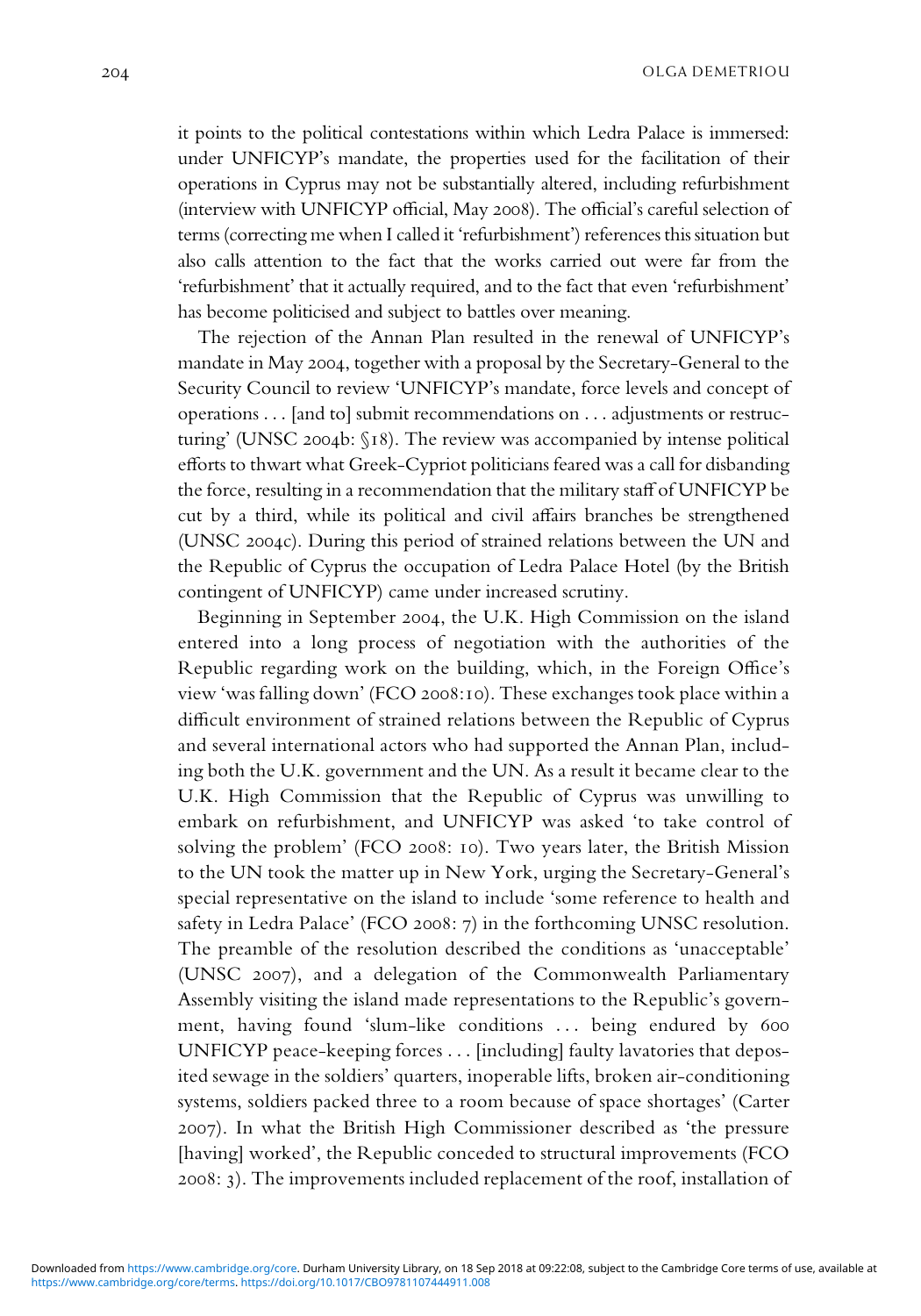it points to the political contestations within which Ledra Palace is immersed: under UNFICYP's mandate, the properties used for the facilitation of their operations in Cyprus may not be substantially altered, including refurbishment (interview with UNFICYP official, May 2008). The official's careful selection of terms (correcting me when I called it 'refurbishment') references this situation but also calls attention to the fact that the works carried out were far from the 'refurbishment' that it actually required, and to the fact that even 'refurbishment' has become politicised and subject to battles over meaning.

The rejection of the Annan Plan resulted in the renewal of UNFICYP's mandate in May 2004, together with a proposal by the Secretary-General to the Security Council to review 'UNFICYP's mandate, force levels and concept of operations . . . [and to] submit recommendations on . . . adjustments or restructuring' (UNSC 2004b: §18). The review was accompanied by intense political efforts to thwart what Greek-Cypriot politicians feared was a call for disbanding the force, resulting in a recommendation that the military staff of UNFICYP be cut by a third, while its political and civil affairs branches be strengthened (UNSC 2004c). During this period of strained relations between the UN and the Republic of Cyprus the occupation of Ledra Palace Hotel (by the British contingent of UNFICYP) came under increased scrutiny.

Beginning in September 2004, the U.K. High Commission on the island entered into a long process of negotiation with the authorities of the Republic regarding work on the building, which, in the Foreign Office's view 'was falling down' (FCO 2008:10). These exchanges took place within a difficult environment of strained relations between the Republic of Cyprus and several international actors who had supported the Annan Plan, including both the U.K. government and the UN. As a result it became clear to the U.K. High Commission that the Republic of Cyprus was unwilling to embark on refurbishment, and UNFICYP was asked 'to take control of solving the problem' (FCO 2008: 10). Two years later, the British Mission to the UN took the matter up in New York, urging the Secretary-General's special representative on the island to include 'some reference to health and safety in Ledra Palace' (FCO 2008: 7) in the forthcoming UNSC resolution. The preamble of the resolution described the conditions as 'unacceptable' (UNSC 2007), and a delegation of the Commonwealth Parliamentary Assembly visiting the island made representations to the Republic's government, having found 'slum-like conditions . . . being endured by 600 UNFICYP peace-keeping forces . . . [including] faulty lavatories that deposited sewage in the soldiers' quarters, inoperable lifts, broken air-conditioning systems, soldiers packed three to a room because of space shortages' (Carter 2007). In what the British High Commissioner described as 'the pressure [having] worked', the Republic conceded to structural improvements (FCO 2008: 3). The improvements included replacement of the roof, installation of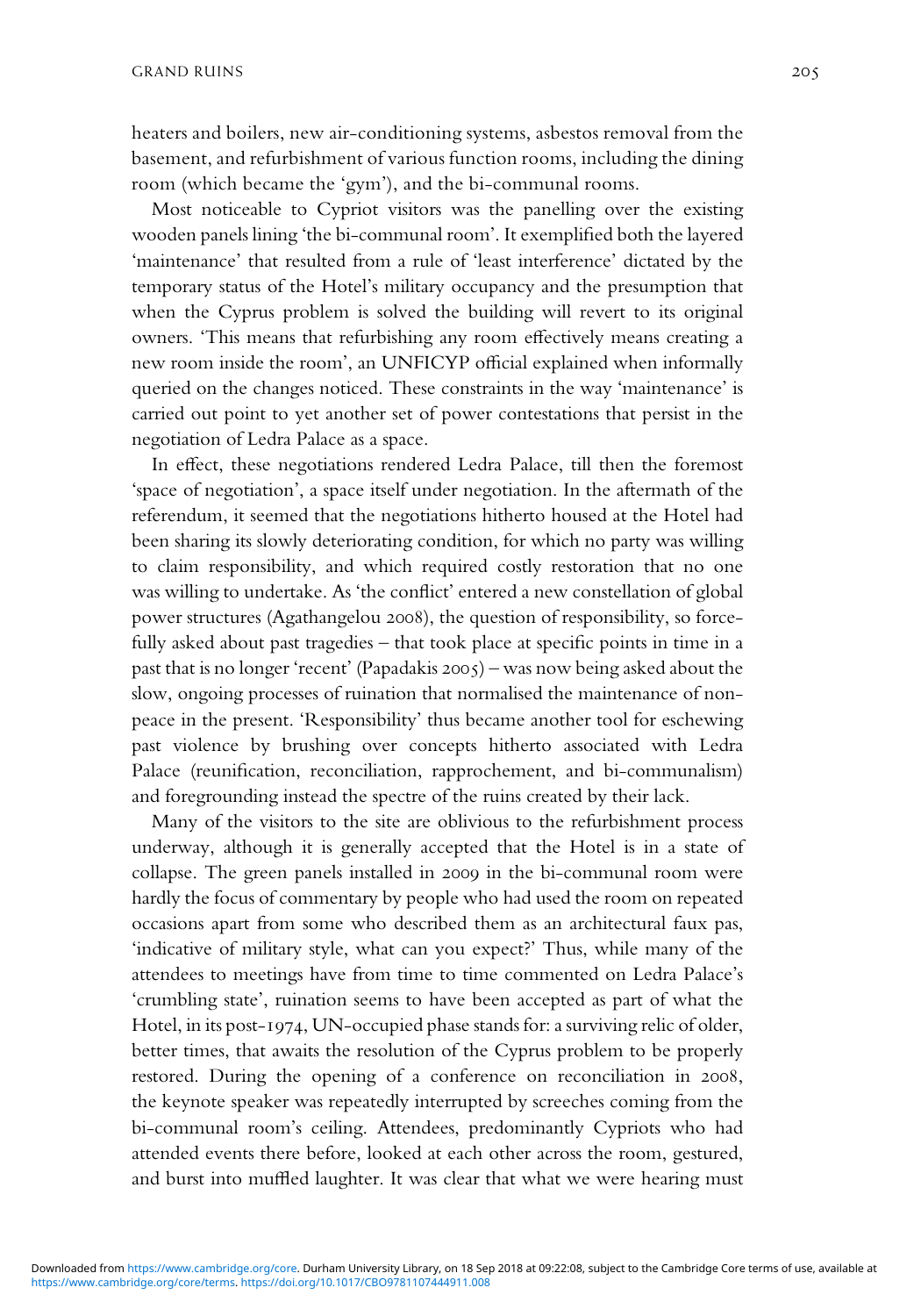heaters and boilers, new air-conditioning systems, asbestos removal from the basement, and refurbishment of various function rooms, including the dining room (which became the 'gym'), and the bi-communal rooms.

Most noticeable to Cypriot visitors was the panelling over the existing wooden panels lining 'the bi-communal room'. It exemplified both the layered 'maintenance' that resulted from a rule of 'least interference' dictated by the temporary status of the Hotel's military occupancy and the presumption that when the Cyprus problem is solved the building will revert to its original owners. 'This means that refurbishing any room effectively means creating a new room inside the room', an UNFICYP official explained when informally queried on the changes noticed. These constraints in the way 'maintenance' is carried out point to yet another set of power contestations that persist in the negotiation of Ledra Palace as a space.

In effect, these negotiations rendered Ledra Palace, till then the foremost 'space of negotiation', a space itself under negotiation. In the aftermath of the referendum, it seemed that the negotiations hitherto housed at the Hotel had been sharing its slowly deteriorating condition, for which no party was willing to claim responsibility, and which required costly restoration that no one was willing to undertake. As 'the conflict' entered a new constellation of global power structures (Agathangelou 2008), the question of responsibility, so forcefully asked about past tragedies – that took place at specific points in time in a past that is no longer 'recent' (Papadakis 2005) – was now being asked about the slow, ongoing processes of ruination that normalised the maintenance of non-peace in the present. 'Responsibility' thus became another tool for eschewing past violence by brushing over concepts hitherto associated with Ledra Palace (reunification, reconciliation, rapprochement, and bi-communalism) and foregrounding instead the spectre of the ruins created by their lack.

Many of the visitors to the site are oblivious to the refurbishment process underway, although it is generally accepted that the Hotel is in a state of collapse. The green panels installed in 2009 in the bi-communal room were hardly the focus of commentary by people who had used the room on repeated occasions apart from some who described them as an architectural faux pas, 'indicative of military style, what can you expect?' Thus, while many of the attendees to meetings have from time to time commented on Ledra Palace's 'crumbling state', ruination seems to have been accepted as part of what the Hotel, in its post-1974, UN-occupied phase stands for: a surviving relic of older, better times, that awaits the resolution of the Cyprus problem to be properly restored. During the opening of a conference on reconciliation in 2008, the keynote speaker was repeatedly interrupted by screeches coming from the bi-communal room's ceiling. Attendees, predominantly Cypriots who had attended events there before, looked at each other across the room, gestured, and burst into muffled laughter. It was clear that what we were hearing must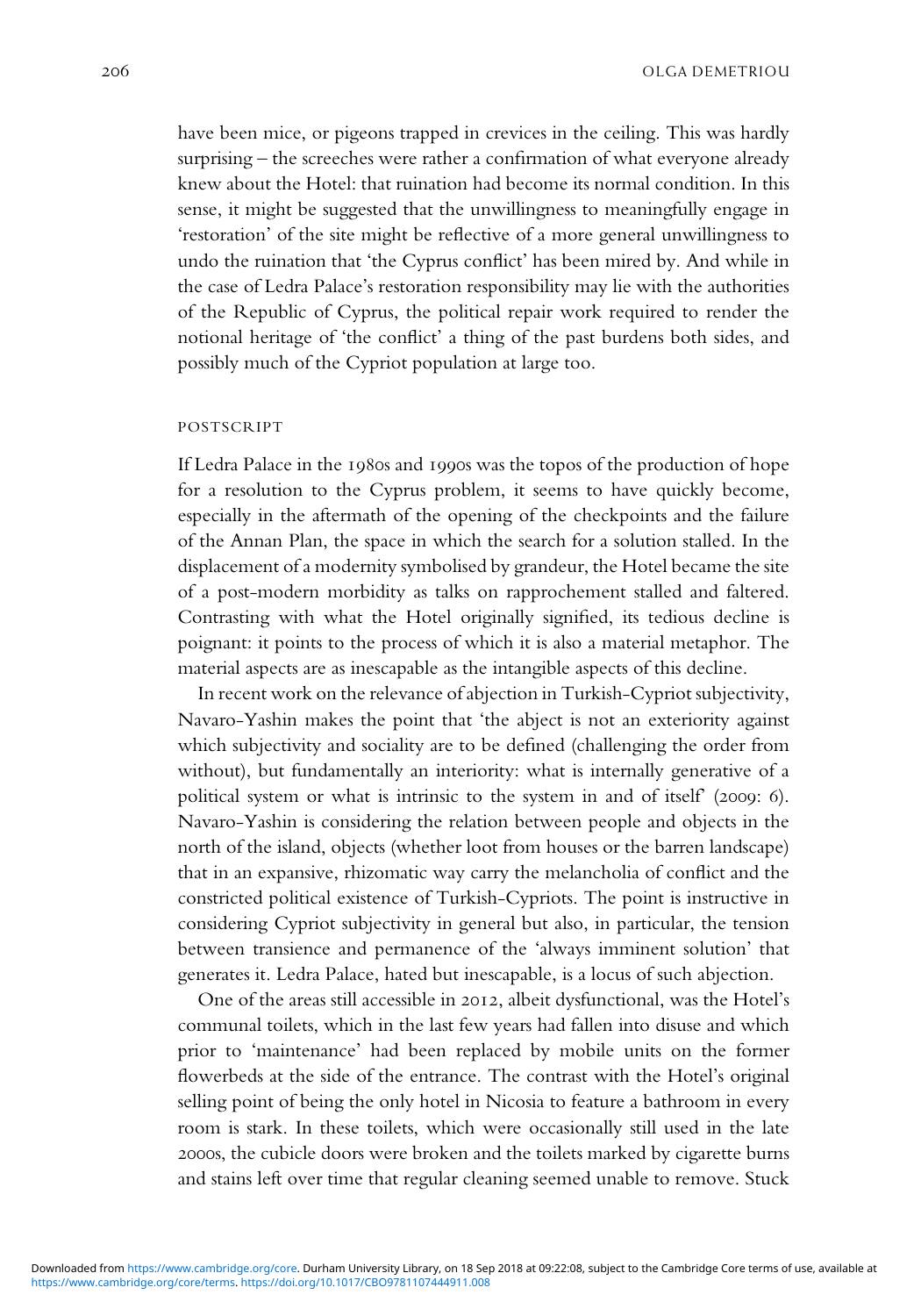have been mice, or pigeons trapped in crevices in the ceiling. This was hardly surprising – the screeches were rather a confirmation of what everyone already knew about the Hotel: that ruination had become its normal condition. In this sense, it might be suggested that the unwillingness to meaningfully engage in 'restoration' of the site might be reflective of a more general unwillingness to undo the ruination that 'the Cyprus conflict' has been mired by. And while in the case of Ledra Palace's restoration responsibility may lie with the authorities of the Republic of Cyprus, the political repair work required to render the notional heritage of 'the conflict' a thing of the past burdens both sides, and possibly much of the Cypriot population at large too.

## POSTSCRIPT

If Ledra Palace in the 1980s and 1990s was the topos of the production of hope for a resolution to the Cyprus problem, it seems to have quickly become, especially in the aftermath of the opening of the checkpoints and the failure of the Annan Plan, the space in which the search for a solution stalled. In the displacement of a modernity symbolised by grandeur, the Hotel became the site of a post-modern morbidity as talks on rapprochement stalled and faltered. Contrasting with what the Hotel originally signified, its tedious decline is poignant: it points to the process of which it is also a material metaphor. The material aspects are as inescapable as the intangible aspects of this decline.

In recent work on the relevance of abjection in Turkish-Cypriot subjectivity, Navaro-Yashin makes the point that 'the abject is not an exteriority against which subjectivity and sociality are to be defined (challenging the order from without), but fundamentally an interiority: what is internally generative of a political system or what is intrinsic to the system in and of itself' (2009: 6). Navaro-Yashin is considering the relation between people and objects in the north of the island, objects (whether loot from houses or the barren landscape) that in an expansive, rhizomatic way carry the melancholia of conflict and the constricted political existence of Turkish-Cypriots. The point is instructive in considering Cypriot subjectivity in general but also, in particular, the tension between transience and permanence of the 'always imminent solution' that generates it. Ledra Palace, hated but inescapable, is a locus of such abjection.

One of the areas still accessible in 2012, albeit dysfunctional, was the Hotel's communal toilets, which in the last few years had fallen into disuse and which prior to 'maintenance' had been replaced by mobile units on the former flowerbeds at the side of the entrance. The contrast with the Hotel's original selling point of being the only hotel in Nicosia to feature a bathroom in every room is stark. In these toilets, which were occasionally still used in the late 2000s, the cubicle doors were broken and the toilets marked by cigarette burns and stains left over time that regular cleaning seemed unable to remove. Stuck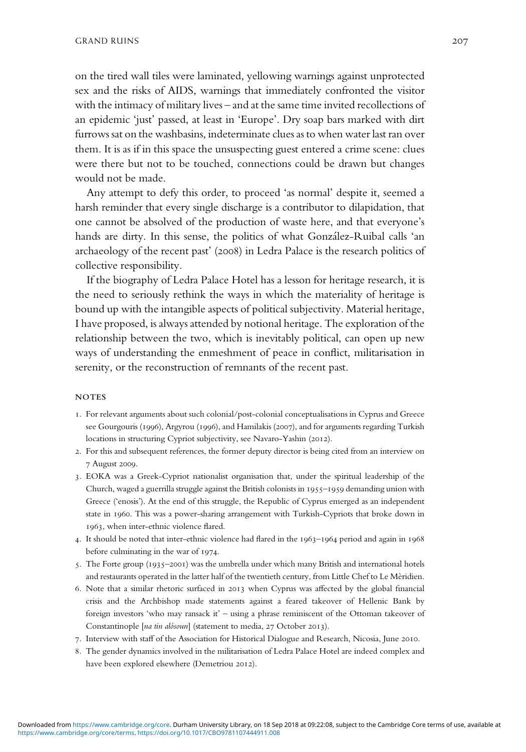on the tired wall tiles were laminated, yellowing warnings against unprotected sex and the risks of AIDS, warnings that immediately confronted the visitor with the intimacy of military lives – and at the same time invited recollections of an epidemic 'just' passed, at least in 'Europe'. Dry soap bars marked with dirt furrows sat on the washbasins, indeterminate clues as to when water last ran over them. It is as if in this space the unsuspecting guest entered a crime scene: clues were there but not to be touched, connections could be drawn but changes would not be made.

Any attempt to defy this order, to proceed 'as normal' despite it, seemed a harsh reminder that every single discharge is a contributor to dilapidation, that one cannot be absolved of the production of waste here, and that everyone's hands are dirty. In this sense, the politics of what González-Ruibal calls 'an archaeology of the recent past' (2008) in Ledra Palace is the research politics of collective responsibility.

If the biography of Ledra Palace Hotel has a lesson for heritage research, it is the need to seriously rethink the ways in which the materiality of heritage is bound up with the intangible aspects of political subjectivity. Material heritage, I have proposed, is always attended by notional heritage. The exploration of the relationship between the two, which is inevitably political, can open up new ways of understanding the enmeshment of peace in conflict, militarisation in serenity, or the reconstruction of remnants of the recent past.

## NOTES

1. For relevant arguments about such colonial/post-colonial conceptualisations in Cyprus and Greece see Gourgouris (1996), Argyrou (1996), and Hamilakis (2007), and for arguments regarding Turkish locations in structuring Cypriot subjectivity, see Navaro-Yashin (2012).
2. For this and subsequent references, the former deputy director is being cited from an interview on 7 August 2009.
3. EOKA was a Greek-Cypriot nationalist organisation that, under the spiritual leadership of the Church, waged a guerrilla struggle against the British colonists in 1955–1959 demanding union with Greece ('enosis'). At the end of this struggle, the Republic of Cyprus emerged as an independent state in 1960. This was a power-sharing arrangement with Turkish-Cypriots that broke down in 1963, when inter-ethnic violence flared.
4. It should be noted that inter-ethnic violence had flared in the 1963–1964 period and again in 1968 before culminating in the war of 1974.
5. The Forte group (1935–2001) was the umbrella under which many British and international hotels and restaurants operated in the latter half of the twentieth century, from Little Chef to Le Mèridien.
6. Note that a similar rhetoric surfaced in 2013 when Cyprus was affected by the global financial crisis and the Archbishop made statements against a feared takeover of Hellenic Bank by foreign investors 'who may ransack it' – using a phrase reminiscent of the Ottoman takeover of Constantinople [*na tin alósoun*] (statement to media, 27 October 2013).
7. Interview with staff of the Association for Historical Dialogue and Research, Nicosia, June 2010.
8. The gender dynamics involved in the militarisation of Ledra Palace Hotel are indeed complex and have been explored elsewhere (Demetriou 2012).